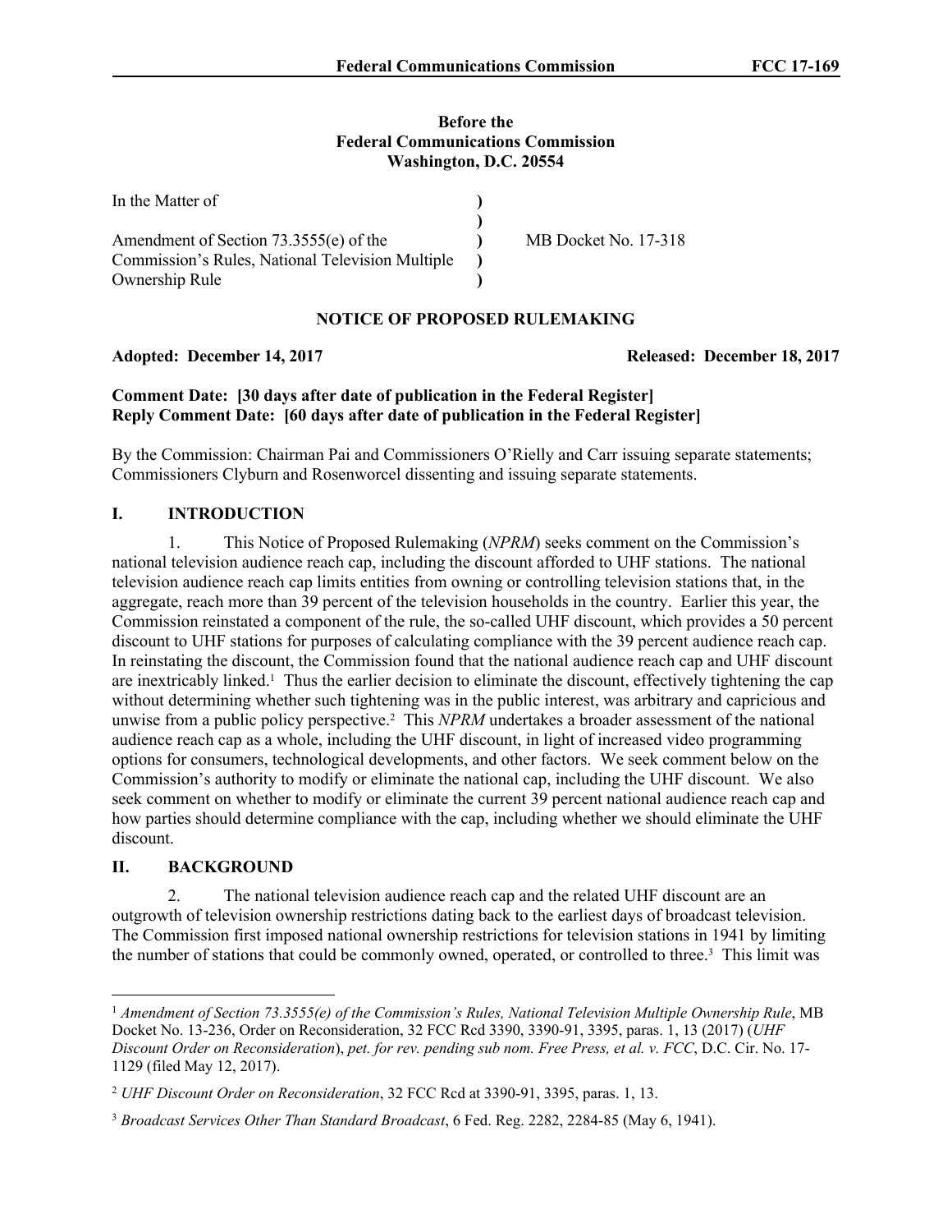**Before the**
**Federal Communications Commission**
**Washington, D.C. 20554**

| | | |
|---|---|---|
| In the Matter of | ) | |
| | ) | |
| Amendment of Section 73.3555(e) of the | ) | MB Docket No. 17-318 |
| Commission's Rules, National Television Multiple | ) | |
| Ownership Rule | ) | |

**NOTICE OF PROPOSED RULEMAKING**

**Adopted: December 14, 2017** **Released: December 18, 2017**

**Comment Date: [30 days after date of publication in the Federal Register]**
**Reply Comment Date: [60 days after date of publication in the Federal Register]**

By the Commission: Chairman Pai and Commissioners O'Rielly and Carr issuing separate statements; Commissioners Clyburn and Rosenworcel dissenting and issuing separate statements.

## I. INTRODUCTION

1. This Notice of Proposed Rulemaking (*NPRM*) seeks comment on the Commission's national television audience reach cap, including the discount afforded to UHF stations. The national television audience reach cap limits entities from owning or controlling television stations that, in the aggregate, reach more than 39 percent of the television households in the country. Earlier this year, the Commission reinstated a component of the rule, the so-called UHF discount, which provides a 50 percent discount to UHF stations for purposes of calculating compliance with the 39 percent audience reach cap. In reinstating the discount, the Commission found that the national audience reach cap and UHF discount are inextricably linked.[1] Thus the earlier decision to eliminate the discount, effectively tightening the cap without determining whether such tightening was in the public interest, was arbitrary and capricious and unwise from a public policy perspective.[2] This *NPRM* undertakes a broader assessment of the national audience reach cap as a whole, including the UHF discount, in light of increased video programming options for consumers, technological developments, and other factors. We seek comment below on the Commission's authority to modify or eliminate the national cap, including the UHF discount. We also seek comment on whether to modify or eliminate the current 39 percent national audience reach cap and how parties should determine compliance with the cap, including whether we should eliminate the UHF discount.

## II. BACKGROUND

2. The national television audience reach cap and the related UHF discount are an outgrowth of television ownership restrictions dating back to the earliest days of broadcast television. The Commission first imposed national ownership restrictions for television stations in 1941 by limiting the number of stations that could be commonly owned, operated, or controlled to three.[3] This limit was

---

[1] *Amendment of Section 73.3555(e) of the Commission's Rules, National Television Multiple Ownership Rule*, MB Docket No. 13-236, Order on Reconsideration, 32 FCC Rcd 3390, 3390-91, 3395, paras. 1, 13 (2017) (*UHF Discount Order on Reconsideration*), *pet. for rev. pending sub nom. Free Press, et al. v. FCC*, D.C. Cir. No. 17-1129 (filed May 12, 2017).

[2] *UHF Discount Order on Reconsideration*, 32 FCC Rcd at 3390-91, 3395, paras. 1, 13.

[3] *Broadcast Services Other Than Standard Broadcast*, 6 Fed. Reg. 2282, 2284-85 (May 6, 1941).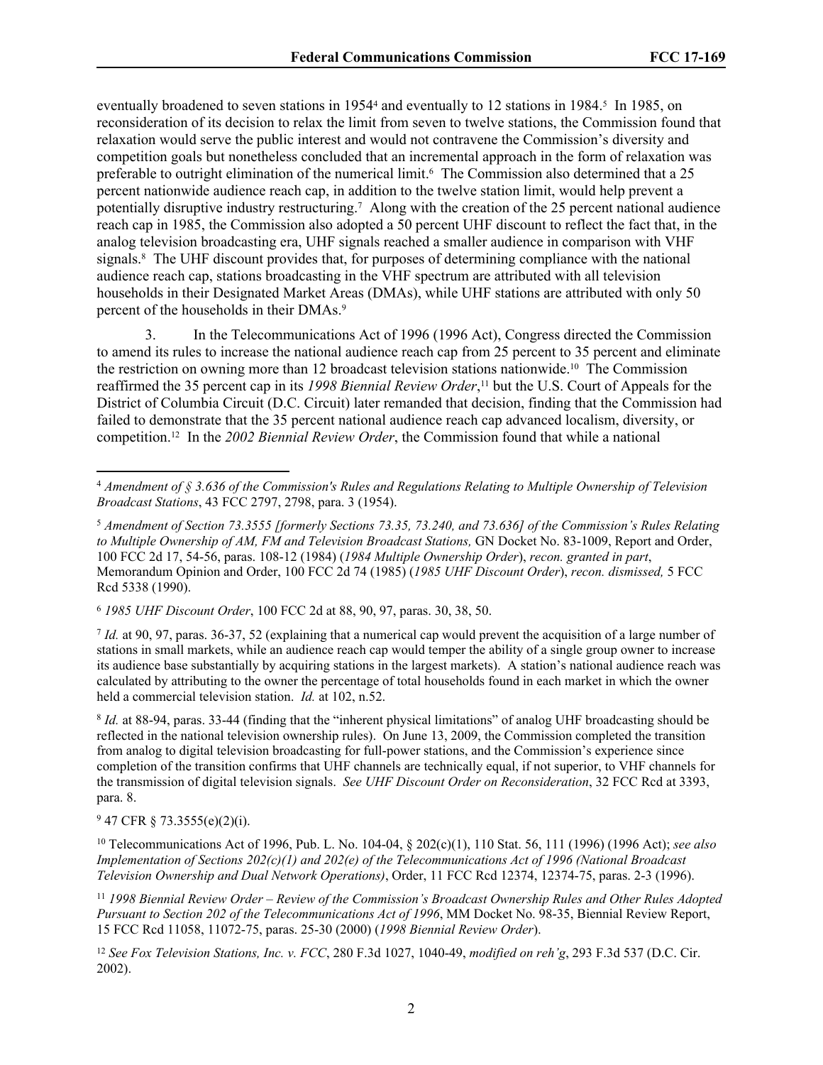eventually broadened to seven stations in 1954[4] and eventually to 12 stations in 1984.[5] In 1985, on reconsideration of its decision to relax the limit from seven to twelve stations, the Commission found that relaxation would serve the public interest and would not contravene the Commission's diversity and competition goals but nonetheless concluded that an incremental approach in the form of relaxation was preferable to outright elimination of the numerical limit.[6] The Commission also determined that a 25 percent nationwide audience reach cap, in addition to the twelve station limit, would help prevent a potentially disruptive industry restructuring.[7] Along with the creation of the 25 percent national audience reach cap in 1985, the Commission also adopted a 50 percent UHF discount to reflect the fact that, in the analog television broadcasting era, UHF signals reached a smaller audience in comparison with VHF signals.[8] The UHF discount provides that, for purposes of determining compliance with the national audience reach cap, stations broadcasting in the VHF spectrum are attributed with all television households in their Designated Market Areas (DMAs), while UHF stations are attributed with only 50 percent of the households in their DMAs.[9]

3. In the Telecommunications Act of 1996 (1996 Act), Congress directed the Commission to amend its rules to increase the national audience reach cap from 25 percent to 35 percent and eliminate the restriction on owning more than 12 broadcast television stations nationwide.[10] The Commission reaffirmed the 35 percent cap in its *1998 Biennial Review Order*,[11] but the U.S. Court of Appeals for the District of Columbia Circuit (D.C. Circuit) later remanded that decision, finding that the Commission had failed to demonstrate that the 35 percent national audience reach cap advanced localism, diversity, or competition.[12] In the *2002 Biennial Review Order*, the Commission found that while a national

---

[4] *Amendment of § 3.636 of the Commission's Rules and Regulations Relating to Multiple Ownership of Television Broadcast Stations*, 43 FCC 2797, 2798, para. 3 (1954).

[5] *Amendment of Section 73.3555 [formerly Sections 73.35, 73.240, and 73.636] of the Commission's Rules Relating to Multiple Ownership of AM, FM and Television Broadcast Stations,* GN Docket No. 83-1009, Report and Order, 100 FCC 2d 17, 54-56, paras. 108-12 (1984) (*1984 Multiple Ownership Order*), *recon. granted in part*, Memorandum Opinion and Order, 100 FCC 2d 74 (1985) (*1985 UHF Discount Order*), *recon. dismissed,* 5 FCC Rcd 5338 (1990).

[6] *1985 UHF Discount Order*, 100 FCC 2d at 88, 90, 97, paras. 30, 38, 50.

[7] *Id.* at 90, 97, paras. 36-37, 52 (explaining that a numerical cap would prevent the acquisition of a large number of stations in small markets, while an audience reach cap would temper the ability of a single group owner to increase its audience base substantially by acquiring stations in the largest markets). A station's national audience reach was calculated by attributing to the owner the percentage of total households found in each market in which the owner held a commercial television station. *Id.* at 102, n.52.

[8] *Id.* at 88-94, paras. 33-44 (finding that the "inherent physical limitations" of analog UHF broadcasting should be reflected in the national television ownership rules). On June 13, 2009, the Commission completed the transition from analog to digital television broadcasting for full-power stations, and the Commission's experience since completion of the transition confirms that UHF channels are technically equal, if not superior, to VHF channels for the transmission of digital television signals. *See UHF Discount Order on Reconsideration*, 32 FCC Rcd at 3393, para. 8.

[9] 47 CFR § 73.3555(e)(2)(i).

[10] Telecommunications Act of 1996, Pub. L. No. 104-04, § 202(c)(1), 110 Stat. 56, 111 (1996) (1996 Act); *see also Implementation of Sections 202(c)(1) and 202(e) of the Telecommunications Act of 1996 (National Broadcast Television Ownership and Dual Network Operations)*, Order, 11 FCC Rcd 12374, 12374-75, paras. 2-3 (1996).

[11] *1998 Biennial Review Order – Review of the Commission's Broadcast Ownership Rules and Other Rules Adopted Pursuant to Section 202 of the Telecommunications Act of 1996*, MM Docket No. 98-35, Biennial Review Report, 15 FCC Rcd 11058, 11072-75, paras. 25-30 (2000) (*1998 Biennial Review Order*).

[12] *See Fox Television Stations, Inc. v. FCC*, 280 F.3d 1027, 1040-49, *modified on reh'g*, 293 F.3d 537 (D.C. Cir. 2002).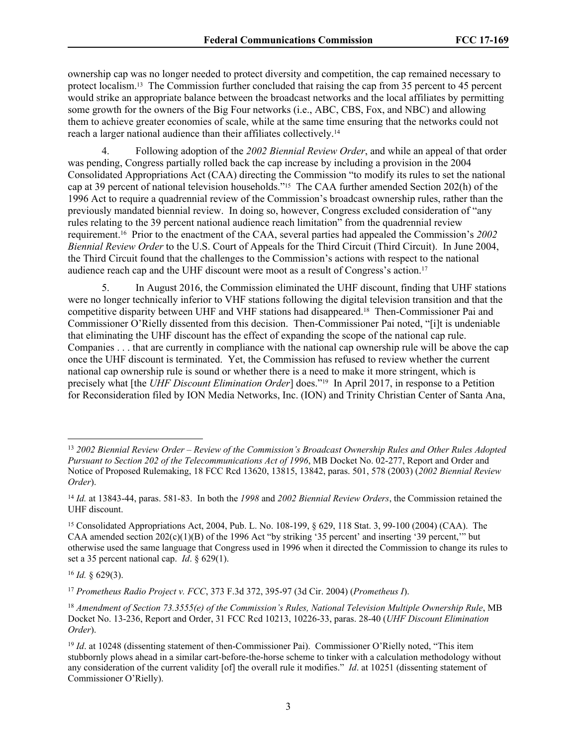ownership cap was no longer needed to protect diversity and competition, the cap remained necessary to protect localism.[13] The Commission further concluded that raising the cap from 35 percent to 45 percent would strike an appropriate balance between the broadcast networks and the local affiliates by permitting some growth for the owners of the Big Four networks (i.e., ABC, CBS, Fox, and NBC) and allowing them to achieve greater economies of scale, while at the same time ensuring that the networks could not reach a larger national audience than their affiliates collectively.[14]

4. Following adoption of the *2002 Biennial Review Order*, and while an appeal of that order was pending, Congress partially rolled back the cap increase by including a provision in the 2004 Consolidated Appropriations Act (CAA) directing the Commission "to modify its rules to set the national cap at 39 percent of national television households."[15] The CAA further amended Section 202(h) of the 1996 Act to require a quadrennial review of the Commission's broadcast ownership rules, rather than the previously mandated biennial review. In doing so, however, Congress excluded consideration of "any rules relating to the 39 percent national audience reach limitation" from the quadrennial review requirement.[16] Prior to the enactment of the CAA, several parties had appealed the Commission's *2002 Biennial Review Order* to the U.S. Court of Appeals for the Third Circuit (Third Circuit). In June 2004, the Third Circuit found that the challenges to the Commission's actions with respect to the national audience reach cap and the UHF discount were moot as a result of Congress's action.[17]

5. In August 2016, the Commission eliminated the UHF discount, finding that UHF stations were no longer technically inferior to VHF stations following the digital television transition and that the competitive disparity between UHF and VHF stations had disappeared.[18] Then-Commissioner Pai and Commissioner O'Rielly dissented from this decision. Then-Commissioner Pai noted, "[i]t is undeniable that eliminating the UHF discount has the effect of expanding the scope of the national cap rule. Companies . . . that are currently in compliance with the national cap ownership rule will be above the cap once the UHF discount is terminated. Yet, the Commission has refused to review whether the current national cap ownership rule is sound or whether there is a need to make it more stringent, which is precisely what [the *UHF Discount Elimination Order*] does."[19] In April 2017, in response to a Petition for Reconsideration filed by ION Media Networks, Inc. (ION) and Trinity Christian Center of Santa Ana,

---

[13] *2002 Biennial Review Order – Review of the Commission's Broadcast Ownership Rules and Other Rules Adopted Pursuant to Section 202 of the Telecommunications Act of 1996*, MB Docket No. 02-277, Report and Order and Notice of Proposed Rulemaking, 18 FCC Rcd 13620, 13815, 13842, paras. 501, 578 (2003) (*2002 Biennial Review Order*).

[14] *Id.* at 13843-44, paras. 581-83. In both the *1998* and *2002 Biennial Review Orders*, the Commission retained the UHF discount.

[15] Consolidated Appropriations Act, 2004, Pub. L. No. 108-199, § 629, 118 Stat. 3, 99-100 (2004) (CAA). The CAA amended section 202(c)(1)(B) of the 1996 Act "by striking '35 percent' and inserting '39 percent,'" but otherwise used the same language that Congress used in 1996 when it directed the Commission to change its rules to set a 35 percent national cap. *Id*. § 629(1).

[16] *Id.* § 629(3).

[17] *Prometheus Radio Project v. FCC*, 373 F.3d 372, 395-97 (3d Cir. 2004) (*Prometheus I*).

[18] *Amendment of Section 73.3555(e) of the Commission's Rules, National Television Multiple Ownership Rule*, MB Docket No. 13-236, Report and Order, 31 FCC Rcd 10213, 10226-33, paras. 28-40 (*UHF Discount Elimination Order*).

[19] *Id*. at 10248 (dissenting statement of then-Commissioner Pai). Commissioner O'Rielly noted, "This item stubbornly plows ahead in a similar cart-before-the-horse scheme to tinker with a calculation methodology without any consideration of the current validity [of] the overall rule it modifies." *Id*. at 10251 (dissenting statement of Commissioner O'Rielly).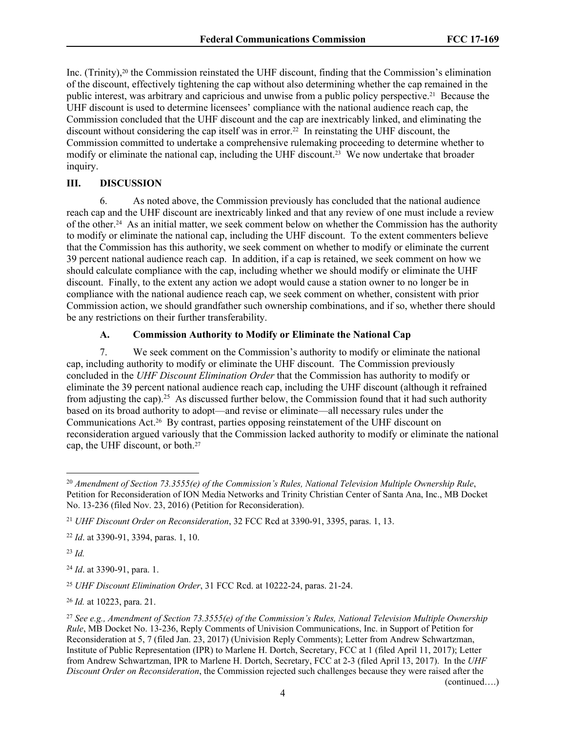Inc. (Trinity),[20] the Commission reinstated the UHF discount, finding that the Commission's elimination of the discount, effectively tightening the cap without also determining whether the cap remained in the public interest, was arbitrary and capricious and unwise from a public policy perspective.[21] Because the UHF discount is used to determine licensees' compliance with the national audience reach cap, the Commission concluded that the UHF discount and the cap are inextricably linked, and eliminating the discount without considering the cap itself was in error.[22] In reinstating the UHF discount, the Commission committed to undertake a comprehensive rulemaking proceeding to determine whether to modify or eliminate the national cap, including the UHF discount.[23] We now undertake that broader inquiry.

## III. DISCUSSION

6. As noted above, the Commission previously has concluded that the national audience reach cap and the UHF discount are inextricably linked and that any review of one must include a review of the other.[24] As an initial matter, we seek comment below on whether the Commission has the authority to modify or eliminate the national cap, including the UHF discount. To the extent commenters believe that the Commission has this authority, we seek comment on whether to modify or eliminate the current 39 percent national audience reach cap. In addition, if a cap is retained, we seek comment on how we should calculate compliance with the cap, including whether we should modify or eliminate the UHF discount. Finally, to the extent any action we adopt would cause a station owner to no longer be in compliance with the national audience reach cap, we seek comment on whether, consistent with prior Commission action, we should grandfather such ownership combinations, and if so, whether there should be any restrictions on their further transferability.

### A. Commission Authority to Modify or Eliminate the National Cap

7. We seek comment on the Commission's authority to modify or eliminate the national cap, including authority to modify or eliminate the UHF discount. The Commission previously concluded in the *UHF Discount Elimination Order* that the Commission has authority to modify or eliminate the 39 percent national audience reach cap, including the UHF discount (although it refrained from adjusting the cap).[25] As discussed further below, the Commission found that it had such authority based on its broad authority to adopt—and revise or eliminate—all necessary rules under the Communications Act.[26] By contrast, parties opposing reinstatement of the UHF discount on reconsideration argued variously that the Commission lacked authority to modify or eliminate the national cap, the UHF discount, or both.[27]

---

[20] *Amendment of Section 73.3555(e) of the Commission's Rules, National Television Multiple Ownership Rule*, Petition for Reconsideration of ION Media Networks and Trinity Christian Center of Santa Ana, Inc., MB Docket No. 13-236 (filed Nov. 23, 2016) (Petition for Reconsideration).

[21] *UHF Discount Order on Reconsideration*, 32 FCC Rcd at 3390-91, 3395, paras. 1, 13.

[22] *Id*. at 3390-91, 3394, paras. 1, 10.

[23] *Id.*

[24] *Id*. at 3390-91, para. 1.

[25] *UHF Discount Elimination Order*, 31 FCC Rcd. at 10222-24, paras. 21-24.

[26] *Id.* at 10223, para. 21.

[27] *See e.g., Amendment of Section 73.3555(e) of the Commission's Rules, National Television Multiple Ownership Rule*, MB Docket No. 13-236, Reply Comments of Univision Communications, Inc. in Support of Petition for Reconsideration at 5, 7 (filed Jan. 23, 2017) (Univision Reply Comments); Letter from Andrew Schwartzman, Institute of Public Representation (IPR) to Marlene H. Dortch, Secretary, FCC at 1 (filed April 11, 2017); Letter from Andrew Schwartzman, IPR to Marlene H. Dortch, Secretary, FCC at 2-3 (filed April 13, 2017). In the *UHF Discount Order on Reconsideration*, the Commission rejected such challenges because they were raised after the

(continued….)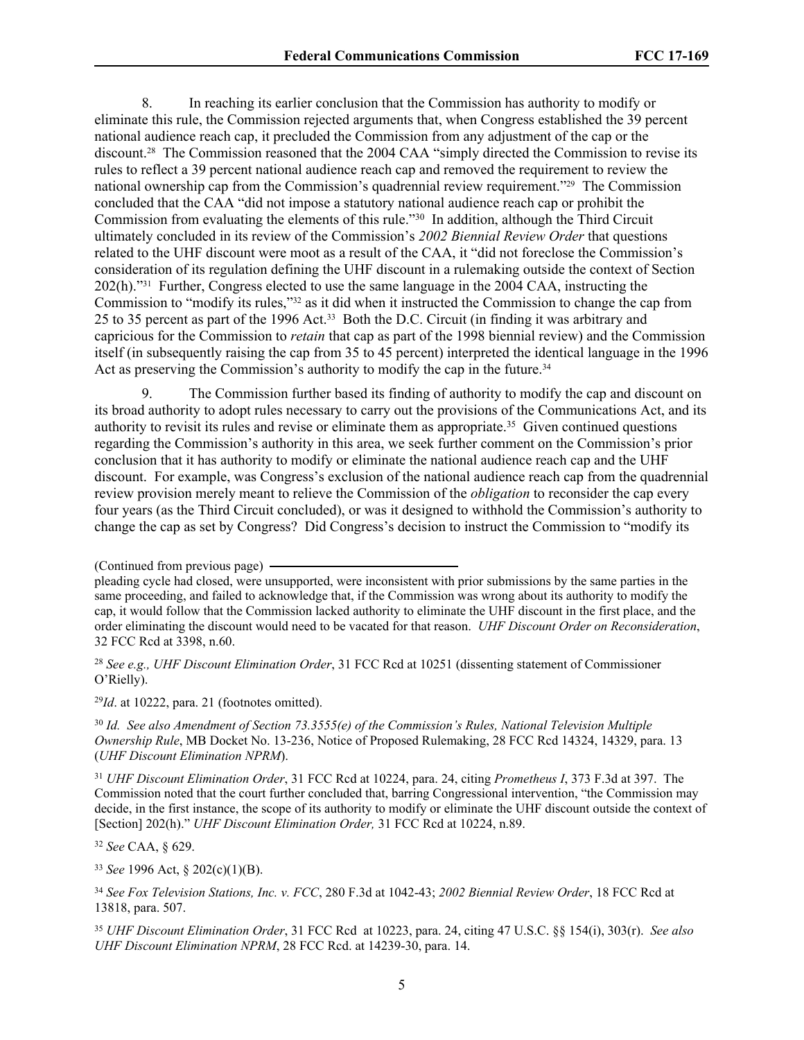8. In reaching its earlier conclusion that the Commission has authority to modify or eliminate this rule, the Commission rejected arguments that, when Congress established the 39 percent national audience reach cap, it precluded the Commission from any adjustment of the cap or the discount.[28] The Commission reasoned that the 2004 CAA "simply directed the Commission to revise its rules to reflect a 39 percent national audience reach cap and removed the requirement to review the national ownership cap from the Commission's quadrennial review requirement."[29] The Commission concluded that the CAA "did not impose a statutory national audience reach cap or prohibit the Commission from evaluating the elements of this rule."[30] In addition, although the Third Circuit ultimately concluded in its review of the Commission's *2002 Biennial Review Order* that questions related to the UHF discount were moot as a result of the CAA, it "did not foreclose the Commission's consideration of its regulation defining the UHF discount in a rulemaking outside the context of Section 202(h)."[31] Further, Congress elected to use the same language in the 2004 CAA, instructing the Commission to "modify its rules,"[32] as it did when it instructed the Commission to change the cap from 25 to 35 percent as part of the 1996 Act.[33] Both the D.C. Circuit (in finding it was arbitrary and capricious for the Commission to *retain* that cap as part of the 1998 biennial review) and the Commission itself (in subsequently raising the cap from 35 to 45 percent) interpreted the identical language in the 1996 Act as preserving the Commission's authority to modify the cap in the future.[34]

9. The Commission further based its finding of authority to modify the cap and discount on its broad authority to adopt rules necessary to carry out the provisions of the Communications Act, and its authority to revisit its rules and revise or eliminate them as appropriate.[35] Given continued questions regarding the Commission's authority in this area, we seek further comment on the Commission's prior conclusion that it has authority to modify or eliminate the national audience reach cap and the UHF discount. For example, was Congress's exclusion of the national audience reach cap from the quadrennial review provision merely meant to relieve the Commission of the *obligation* to reconsider the cap every four years (as the Third Circuit concluded), or was it designed to withhold the Commission's authority to change the cap as set by Congress? Did Congress's decision to instruct the Commission to "modify its

(Continued from previous page)

pleading cycle had closed, were unsupported, were inconsistent with prior submissions by the same parties in the same proceeding, and failed to acknowledge that, if the Commission was wrong about its authority to modify the cap, it would follow that the Commission lacked authority to eliminate the UHF discount in the first place, and the order eliminating the discount would need to be vacated for that reason. *UHF Discount Order on Reconsideration*, 32 FCC Rcd at 3398, n.60.

[28] *See e.g., UHF Discount Elimination Order*, 31 FCC Rcd at 10251 (dissenting statement of Commissioner O'Rielly).

[29] *Id*. at 10222, para. 21 (footnotes omitted).

[30] *Id. See also Amendment of Section 73.3555(e) of the Commission's Rules, National Television Multiple Ownership Rule*, MB Docket No. 13-236, Notice of Proposed Rulemaking, 28 FCC Rcd 14324, 14329, para. 13 (*UHF Discount Elimination NPRM*).

[31] *UHF Discount Elimination Order*, 31 FCC Rcd at 10224, para. 24, citing *Prometheus I*, 373 F.3d at 397. The Commission noted that the court further concluded that, barring Congressional intervention, "the Commission may decide, in the first instance, the scope of its authority to modify or eliminate the UHF discount outside the context of [Section] 202(h)." *UHF Discount Elimination Order,* 31 FCC Rcd at 10224, n.89.

[32] *See* CAA, § 629.

[33] *See* 1996 Act, § 202(c)(1)(B).

[34] *See Fox Television Stations, Inc. v. FCC*, 280 F.3d at 1042-43; *2002 Biennial Review Order*, 18 FCC Rcd at 13818, para. 507.

[35] *UHF Discount Elimination Order*, 31 FCC Rcd at 10223, para. 24, citing 47 U.S.C. §§ 154(i), 303(r). *See also UHF Discount Elimination NPRM*, 28 FCC Rcd. at 14239-30, para. 14.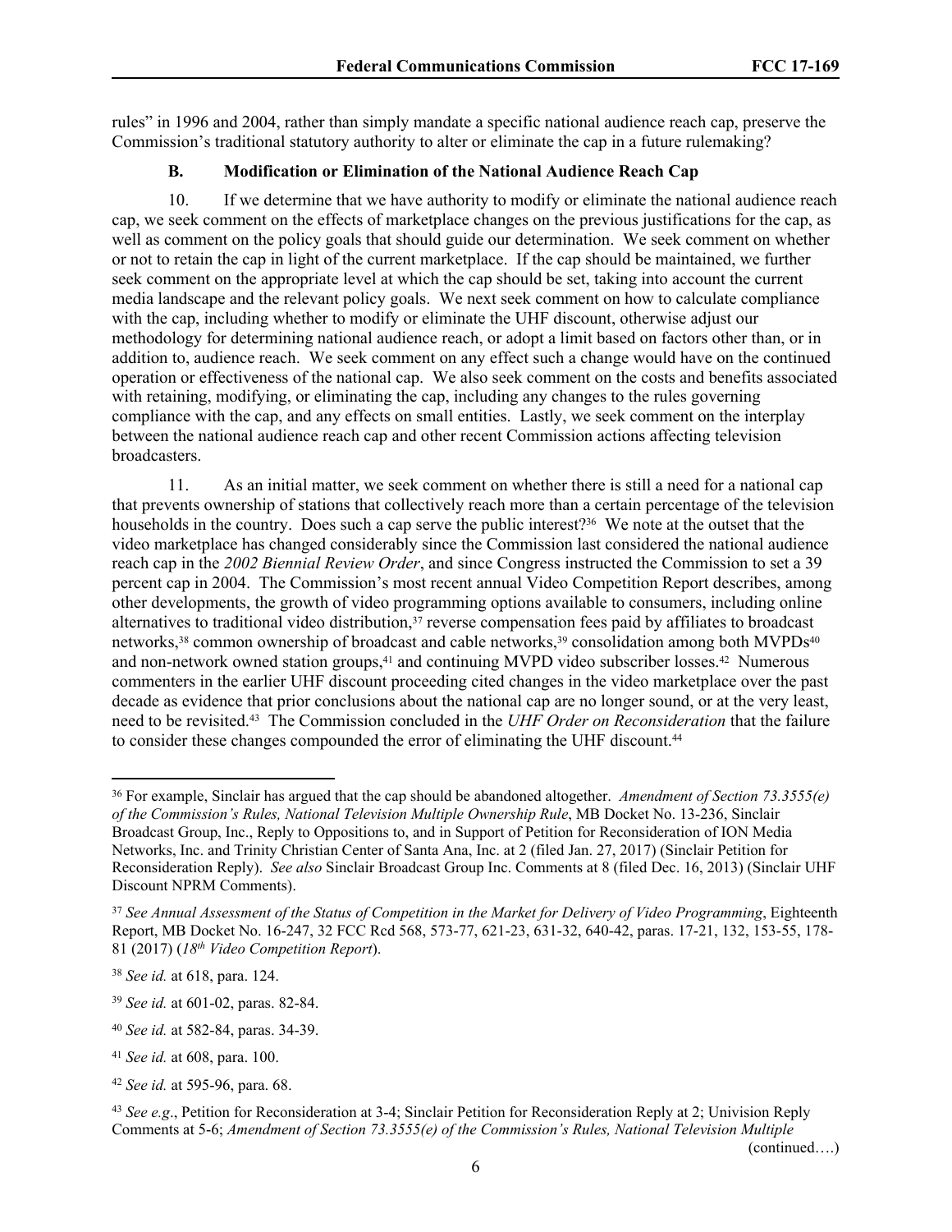rules" in 1996 and 2004, rather than simply mandate a specific national audience reach cap, preserve the Commission's traditional statutory authority to alter or eliminate the cap in a future rulemaking?

### B. Modification or Elimination of the National Audience Reach Cap

10. If we determine that we have authority to modify or eliminate the national audience reach cap, we seek comment on the effects of marketplace changes on the previous justifications for the cap, as well as comment on the policy goals that should guide our determination. We seek comment on whether or not to retain the cap in light of the current marketplace. If the cap should be maintained, we further seek comment on the appropriate level at which the cap should be set, taking into account the current media landscape and the relevant policy goals. We next seek comment on how to calculate compliance with the cap, including whether to modify or eliminate the UHF discount, otherwise adjust our methodology for determining national audience reach, or adopt a limit based on factors other than, or in addition to, audience reach. We seek comment on any effect such a change would have on the continued operation or effectiveness of the national cap. We also seek comment on the costs and benefits associated with retaining, modifying, or eliminating the cap, including any changes to the rules governing compliance with the cap, and any effects on small entities. Lastly, we seek comment on the interplay between the national audience reach cap and other recent Commission actions affecting television broadcasters.

11. As an initial matter, we seek comment on whether there is still a need for a national cap that prevents ownership of stations that collectively reach more than a certain percentage of the television households in the country. Does such a cap serve the public interest?[36] We note at the outset that the video marketplace has changed considerably since the Commission last considered the national audience reach cap in the *2002 Biennial Review Order*, and since Congress instructed the Commission to set a 39 percent cap in 2004. The Commission's most recent annual Video Competition Report describes, among other developments, the growth of video programming options available to consumers, including online alternatives to traditional video distribution,[37] reverse compensation fees paid by affiliates to broadcast networks,[38] common ownership of broadcast and cable networks,[39] consolidation among both MVPDs[40] and non-network owned station groups,[41] and continuing MVPD video subscriber losses.[42] Numerous commenters in the earlier UHF discount proceeding cited changes in the video marketplace over the past decade as evidence that prior conclusions about the national cap are no longer sound, or at the very least, need to be revisited.[43] The Commission concluded in the *UHF Order on Reconsideration* that the failure to consider these changes compounded the error of eliminating the UHF discount.[44]

---

[36] For example, Sinclair has argued that the cap should be abandoned altogether. *Amendment of Section 73.3555(e) of the Commission's Rules, National Television Multiple Ownership Rule*, MB Docket No. 13-236, Sinclair Broadcast Group, Inc., Reply to Oppositions to, and in Support of Petition for Reconsideration of ION Media Networks, Inc. and Trinity Christian Center of Santa Ana, Inc. at 2 (filed Jan. 27, 2017) (Sinclair Petition for Reconsideration Reply). *See also* Sinclair Broadcast Group Inc. Comments at 8 (filed Dec. 16, 2013) (Sinclair UHF Discount NPRM Comments).

[37] *See Annual Assessment of the Status of Competition in the Market for Delivery of Video Programming*, Eighteenth Report, MB Docket No. 16-247, 32 FCC Rcd 568, 573-77, 621-23, 631-32, 640-42, paras. 17-21, 132, 153-55, 178-81 (2017) (*18th Video Competition Report*).

[38] *See id.* at 618, para. 124.

[39] *See id.* at 601-02, paras. 82-84.

[40] *See id.* at 582-84, paras. 34-39.

[41] *See id.* at 608, para. 100.

[42] *See id.* at 595-96, para. 68.

[43] *See e.g*., Petition for Reconsideration at 3-4; Sinclair Petition for Reconsideration Reply at 2; Univision Reply Comments at 5-6; *Amendment of Section 73.3555(e) of the Commission's Rules, National Television Multiple*

(continued….)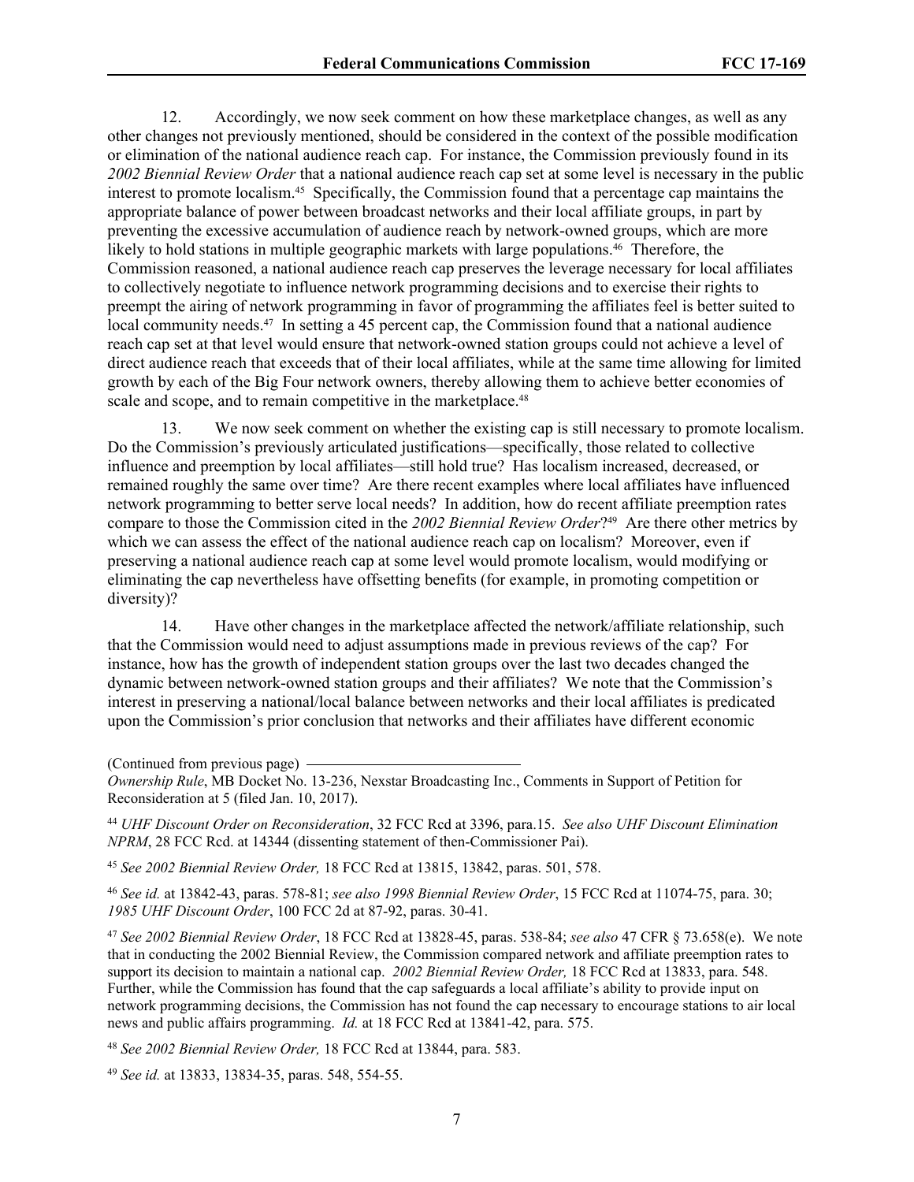12. Accordingly, we now seek comment on how these marketplace changes, as well as any other changes not previously mentioned, should be considered in the context of the possible modification or elimination of the national audience reach cap. For instance, the Commission previously found in its *2002 Biennial Review Order* that a national audience reach cap set at some level is necessary in the public interest to promote localism.[45] Specifically, the Commission found that a percentage cap maintains the appropriate balance of power between broadcast networks and their local affiliate groups, in part by preventing the excessive accumulation of audience reach by network-owned groups, which are more likely to hold stations in multiple geographic markets with large populations.[46] Therefore, the Commission reasoned, a national audience reach cap preserves the leverage necessary for local affiliates to collectively negotiate to influence network programming decisions and to exercise their rights to preempt the airing of network programming in favor of programming the affiliates feel is better suited to local community needs.[47] In setting a 45 percent cap, the Commission found that a national audience reach cap set at that level would ensure that network-owned station groups could not achieve a level of direct audience reach that exceeds that of their local affiliates, while at the same time allowing for limited growth by each of the Big Four network owners, thereby allowing them to achieve better economies of scale and scope, and to remain competitive in the marketplace.[48]

13. We now seek comment on whether the existing cap is still necessary to promote localism. Do the Commission's previously articulated justifications—specifically, those related to collective influence and preemption by local affiliates—still hold true? Has localism increased, decreased, or remained roughly the same over time? Are there recent examples where local affiliates have influenced network programming to better serve local needs? In addition, how do recent affiliate preemption rates compare to those the Commission cited in the *2002 Biennial Review Order*?[49] Are there other metrics by which we can assess the effect of the national audience reach cap on localism? Moreover, even if preserving a national audience reach cap at some level would promote localism, would modifying or eliminating the cap nevertheless have offsetting benefits (for example, in promoting competition or diversity)?

14. Have other changes in the marketplace affected the network/affiliate relationship, such that the Commission would need to adjust assumptions made in previous reviews of the cap? For instance, how has the growth of independent station groups over the last two decades changed the dynamic between network-owned station groups and their affiliates? We note that the Commission's interest in preserving a national/local balance between networks and their local affiliates is predicated upon the Commission's prior conclusion that networks and their affiliates have different economic

(Continued from previous page)
*Ownership Rule*, MB Docket No. 13-236, Nexstar Broadcasting Inc., Comments in Support of Petition for Reconsideration at 5 (filed Jan. 10, 2017).

[44] *UHF Discount Order on Reconsideration*, 32 FCC Rcd at 3396, para.15. *See also UHF Discount Elimination NPRM*, 28 FCC Rcd. at 14344 (dissenting statement of then-Commissioner Pai).

[45] *See 2002 Biennial Review Order,* 18 FCC Rcd at 13815, 13842, paras. 501, 578.

[46] *See id.* at 13842-43, paras. 578-81; *see also 1998 Biennial Review Order*, 15 FCC Rcd at 11074-75, para. 30; *1985 UHF Discount Order*, 100 FCC 2d at 87-92, paras. 30-41.

[47] *See 2002 Biennial Review Order*, 18 FCC Rcd at 13828-45, paras. 538-84; *see also* 47 CFR § 73.658(e). We note that in conducting the 2002 Biennial Review, the Commission compared network and affiliate preemption rates to support its decision to maintain a national cap. *2002 Biennial Review Order,* 18 FCC Rcd at 13833, para. 548. Further, while the Commission has found that the cap safeguards a local affiliate's ability to provide input on network programming decisions, the Commission has not found the cap necessary to encourage stations to air local news and public affairs programming. *Id.* at 18 FCC Rcd at 13841-42, para. 575.

[48] *See 2002 Biennial Review Order,* 18 FCC Rcd at 13844, para. 583.

[49] *See id.* at 13833, 13834-35, paras. 548, 554-55.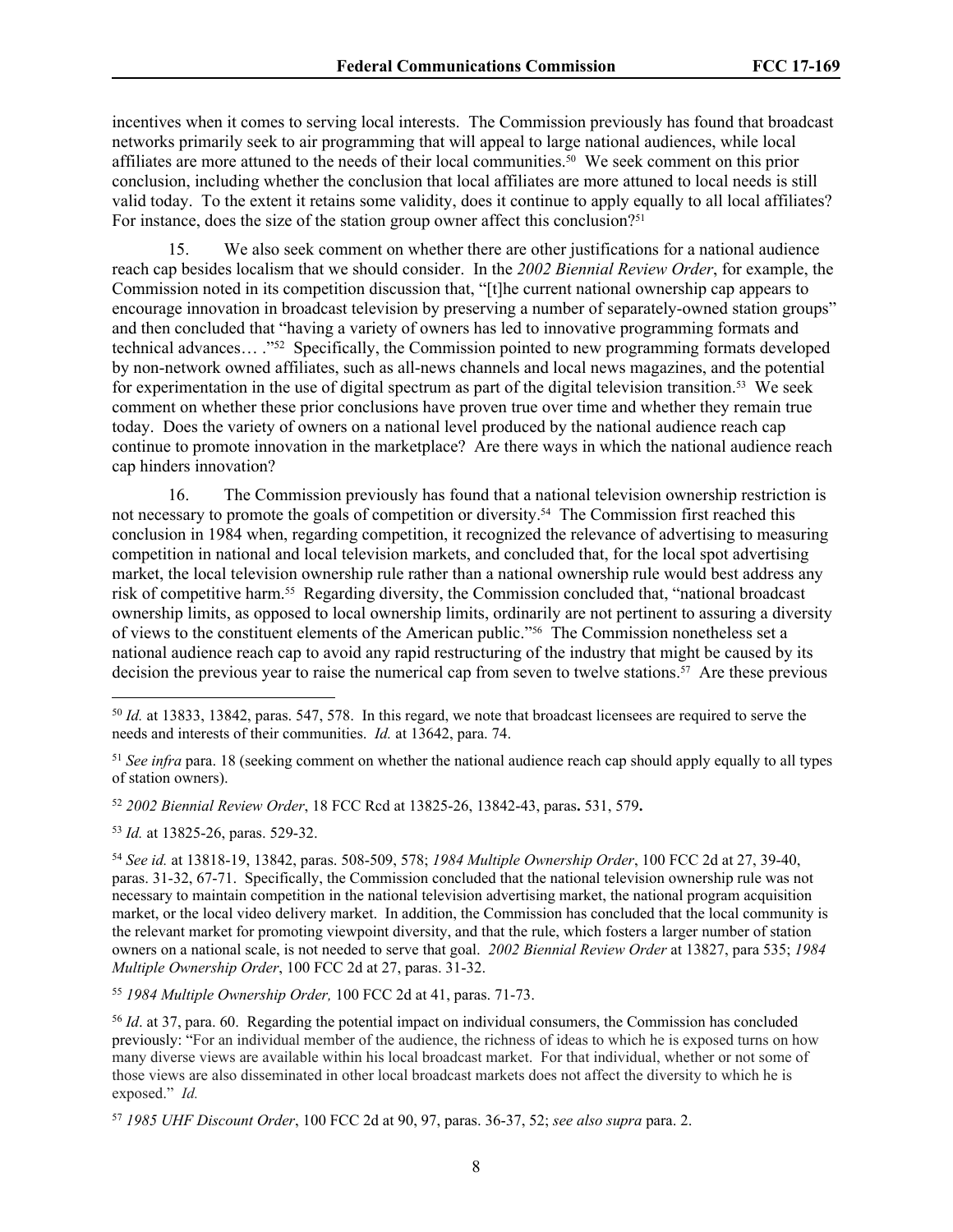incentives when it comes to serving local interests. The Commission previously has found that broadcast networks primarily seek to air programming that will appeal to large national audiences, while local affiliates are more attuned to the needs of their local communities.[50] We seek comment on this prior conclusion, including whether the conclusion that local affiliates are more attuned to local needs is still valid today. To the extent it retains some validity, does it continue to apply equally to all local affiliates? For instance, does the size of the station group owner affect this conclusion?[51]

15. We also seek comment on whether there are other justifications for a national audience reach cap besides localism that we should consider. In the *2002 Biennial Review Order*, for example, the Commission noted in its competition discussion that, "[t]he current national ownership cap appears to encourage innovation in broadcast television by preserving a number of separately-owned station groups" and then concluded that "having a variety of owners has led to innovative programming formats and technical advances… ."[52] Specifically, the Commission pointed to new programming formats developed by non-network owned affiliates, such as all-news channels and local news magazines, and the potential for experimentation in the use of digital spectrum as part of the digital television transition.[53] We seek comment on whether these prior conclusions have proven true over time and whether they remain true today. Does the variety of owners on a national level produced by the national audience reach cap continue to promote innovation in the marketplace? Are there ways in which the national audience reach cap hinders innovation?

16. The Commission previously has found that a national television ownership restriction is not necessary to promote the goals of competition or diversity.[54] The Commission first reached this conclusion in 1984 when, regarding competition, it recognized the relevance of advertising to measuring competition in national and local television markets, and concluded that, for the local spot advertising market, the local television ownership rule rather than a national ownership rule would best address any risk of competitive harm.[55] Regarding diversity, the Commission concluded that, "national broadcast ownership limits, as opposed to local ownership limits, ordinarily are not pertinent to assuring a diversity of views to the constituent elements of the American public."[56] The Commission nonetheless set a national audience reach cap to avoid any rapid restructuring of the industry that might be caused by its decision the previous year to raise the numerical cap from seven to twelve stations.[57] Are these previous

---

[50] *Id.* at 13833, 13842, paras. 547, 578. In this regard, we note that broadcast licensees are required to serve the needs and interests of their communities. *Id.* at 13642, para. 74.

[51] *See infra* para. 18 (seeking comment on whether the national audience reach cap should apply equally to all types of station owners).

[52] *2002 Biennial Review Order*, 18 FCC Rcd at 13825-26, 13842-43, paras**.** 531, 579**.**

[53] *Id.* at 13825-26, paras. 529-32.

[54] *See id.* at 13818-19, 13842, paras. 508-509, 578; *1984 Multiple Ownership Order*, 100 FCC 2d at 27, 39-40, paras. 31-32, 67-71. Specifically, the Commission concluded that the national television ownership rule was not necessary to maintain competition in the national television advertising market, the national program acquisition market, or the local video delivery market. In addition, the Commission has concluded that the local community is the relevant market for promoting viewpoint diversity, and that the rule, which fosters a larger number of station owners on a national scale, is not needed to serve that goal. *2002 Biennial Review Order* at 13827, para 535; *1984 Multiple Ownership Order*, 100 FCC 2d at 27, paras. 31-32.

[55] *1984 Multiple Ownership Order,* 100 FCC 2d at 41, paras. 71-73.

[56] *Id*. at 37, para. 60. Regarding the potential impact on individual consumers, the Commission has concluded previously: "For an individual member of the audience, the richness of ideas to which he is exposed turns on how many diverse views are available within his local broadcast market. For that individual, whether or not some of those views are also disseminated in other local broadcast markets does not affect the diversity to which he is exposed." *Id.*

[57] *1985 UHF Discount Order*, 100 FCC 2d at 90, 97, paras. 36-37, 52; *see also supra* para. 2.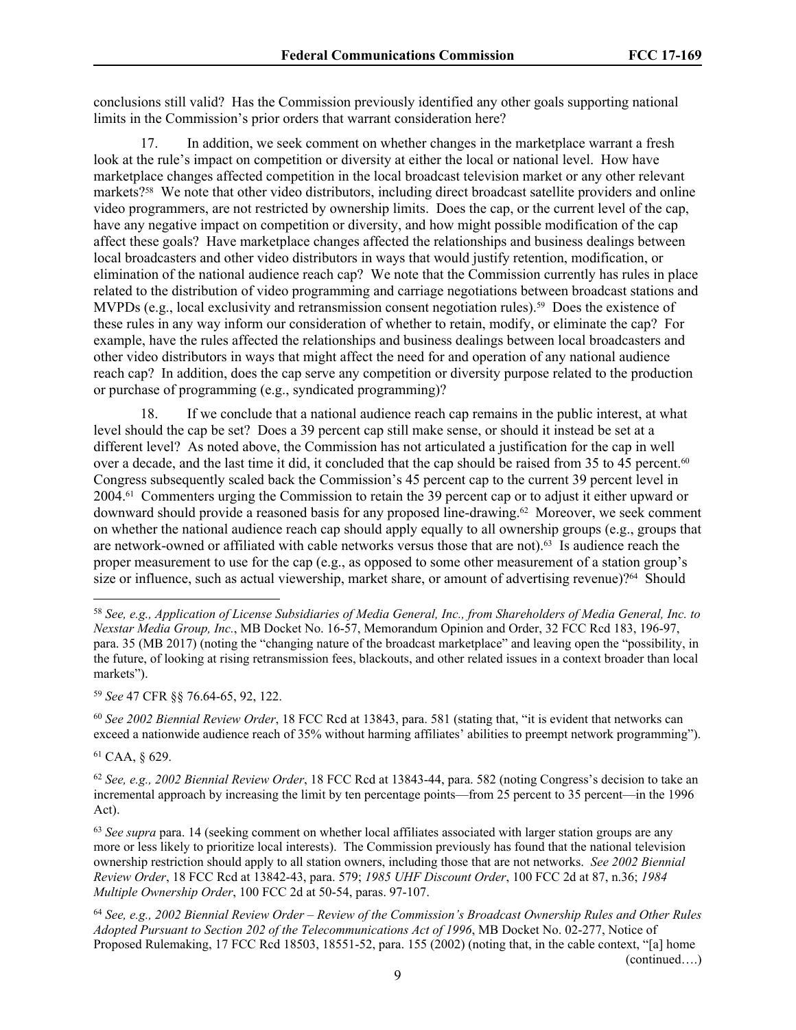conclusions still valid? Has the Commission previously identified any other goals supporting national limits in the Commission's prior orders that warrant consideration here?

17. In addition, we seek comment on whether changes in the marketplace warrant a fresh look at the rule's impact on competition or diversity at either the local or national level. How have marketplace changes affected competition in the local broadcast television market or any other relevant markets?[58] We note that other video distributors, including direct broadcast satellite providers and online video programmers, are not restricted by ownership limits. Does the cap, or the current level of the cap, have any negative impact on competition or diversity, and how might possible modification of the cap affect these goals? Have marketplace changes affected the relationships and business dealings between local broadcasters and other video distributors in ways that would justify retention, modification, or elimination of the national audience reach cap? We note that the Commission currently has rules in place related to the distribution of video programming and carriage negotiations between broadcast stations and MVPDs (e.g., local exclusivity and retransmission consent negotiation rules).[59] Does the existence of these rules in any way inform our consideration of whether to retain, modify, or eliminate the cap? For example, have the rules affected the relationships and business dealings between local broadcasters and other video distributors in ways that might affect the need for and operation of any national audience reach cap? In addition, does the cap serve any competition or diversity purpose related to the production or purchase of programming (e.g., syndicated programming)?

18. If we conclude that a national audience reach cap remains in the public interest, at what level should the cap be set? Does a 39 percent cap still make sense, or should it instead be set at a different level? As noted above, the Commission has not articulated a justification for the cap in well over a decade, and the last time it did, it concluded that the cap should be raised from 35 to 45 percent.[60] Congress subsequently scaled back the Commission's 45 percent cap to the current 39 percent level in 2004.[61] Commenters urging the Commission to retain the 39 percent cap or to adjust it either upward or downward should provide a reasoned basis for any proposed line-drawing.[62] Moreover, we seek comment on whether the national audience reach cap should apply equally to all ownership groups (e.g., groups that are network-owned or affiliated with cable networks versus those that are not).[63] Is audience reach the proper measurement to use for the cap (e.g., as opposed to some other measurement of a station group's size or influence, such as actual viewership, market share, or amount of advertising revenue)?[64] Should

---

[58] *See, e.g., Application of License Subsidiaries of Media General, Inc., from Shareholders of Media General, Inc. to Nexstar Media Group, Inc.*, MB Docket No. 16-57, Memorandum Opinion and Order, 32 FCC Rcd 183, 196-97, para. 35 (MB 2017) (noting the "changing nature of the broadcast marketplace" and leaving open the "possibility, in the future, of looking at rising retransmission fees, blackouts, and other related issues in a context broader than local markets").

[59] *See* 47 CFR §§ 76.64-65, 92, 122.

[60] *See 2002 Biennial Review Order*, 18 FCC Rcd at 13843, para. 581 (stating that, "it is evident that networks can exceed a nationwide audience reach of 35% without harming affiliates' abilities to preempt network programming").

[61] CAA, § 629.

[62] *See, e.g., 2002 Biennial Review Order*, 18 FCC Rcd at 13843-44, para. 582 (noting Congress's decision to take an incremental approach by increasing the limit by ten percentage points—from 25 percent to 35 percent—in the 1996 Act).

[63] *See supra* para. 14 (seeking comment on whether local affiliates associated with larger station groups are any more or less likely to prioritize local interests). The Commission previously has found that the national television ownership restriction should apply to all station owners, including those that are not networks. *See 2002 Biennial Review Order*, 18 FCC Rcd at 13842-43, para. 579; *1985 UHF Discount Order*, 100 FCC 2d at 87, n.36; *1984 Multiple Ownership Order*, 100 FCC 2d at 50-54, paras. 97-107.

[64] *See, e.g., 2002 Biennial Review Order – Review of the Commission's Broadcast Ownership Rules and Other Rules Adopted Pursuant to Section 202 of the Telecommunications Act of 1996*, MB Docket No. 02-277, Notice of Proposed Rulemaking, 17 FCC Rcd 18503, 18551-52, para. 155 (2002) (noting that, in the cable context, "[a] home

(continued….)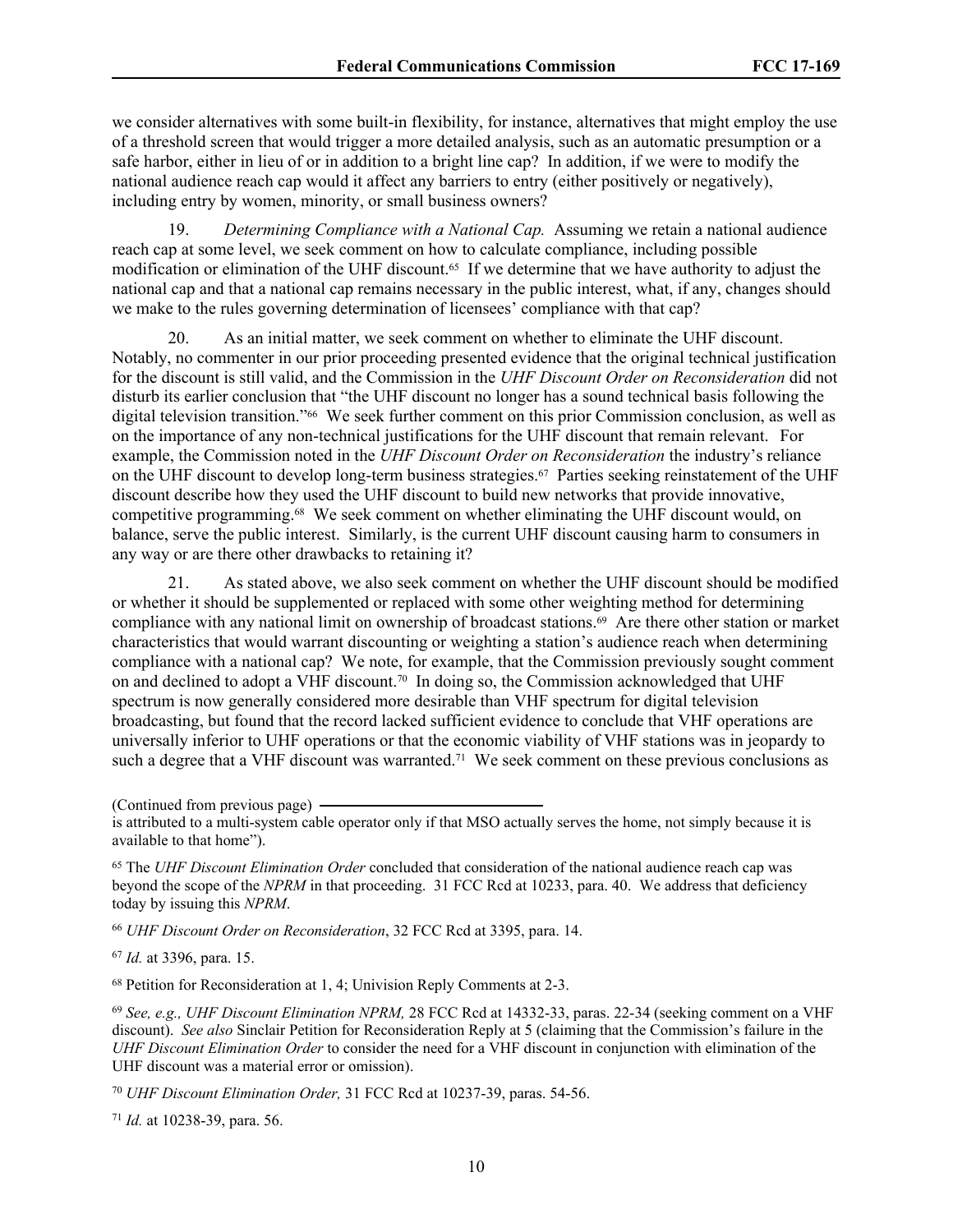we consider alternatives with some built-in flexibility, for instance, alternatives that might employ the use of a threshold screen that would trigger a more detailed analysis, such as an automatic presumption or a safe harbor, either in lieu of or in addition to a bright line cap? In addition, if we were to modify the national audience reach cap would it affect any barriers to entry (either positively or negatively), including entry by women, minority, or small business owners?

19. *Determining Compliance with a National Cap.* Assuming we retain a national audience reach cap at some level, we seek comment on how to calculate compliance, including possible modification or elimination of the UHF discount.[65] If we determine that we have authority to adjust the national cap and that a national cap remains necessary in the public interest, what, if any, changes should we make to the rules governing determination of licensees' compliance with that cap?

20. As an initial matter, we seek comment on whether to eliminate the UHF discount. Notably, no commenter in our prior proceeding presented evidence that the original technical justification for the discount is still valid, and the Commission in the *UHF Discount Order on Reconsideration* did not disturb its earlier conclusion that "the UHF discount no longer has a sound technical basis following the digital television transition."[66] We seek further comment on this prior Commission conclusion, as well as on the importance of any non-technical justifications for the UHF discount that remain relevant. For example, the Commission noted in the *UHF Discount Order on Reconsideration* the industry's reliance on the UHF discount to develop long-term business strategies.[67] Parties seeking reinstatement of the UHF discount describe how they used the UHF discount to build new networks that provide innovative, competitive programming.[68] We seek comment on whether eliminating the UHF discount would, on balance, serve the public interest. Similarly, is the current UHF discount causing harm to consumers in any way or are there other drawbacks to retaining it?

21. As stated above, we also seek comment on whether the UHF discount should be modified or whether it should be supplemented or replaced with some other weighting method for determining compliance with any national limit on ownership of broadcast stations.[69] Are there other station or market characteristics that would warrant discounting or weighting a station's audience reach when determining compliance with a national cap? We note, for example, that the Commission previously sought comment on and declined to adopt a VHF discount.[70] In doing so, the Commission acknowledged that UHF spectrum is now generally considered more desirable than VHF spectrum for digital television broadcasting, but found that the record lacked sufficient evidence to conclude that VHF operations are universally inferior to UHF operations or that the economic viability of VHF stations was in jeopardy to such a degree that a VHF discount was warranted.[71] We seek comment on these previous conclusions as

(Continued from previous page)

is attributed to a multi-system cable operator only if that MSO actually serves the home, not simply because it is available to that home").

[65] The *UHF Discount Elimination Order* concluded that consideration of the national audience reach cap was beyond the scope of the *NPRM* in that proceeding. 31 FCC Rcd at 10233, para. 40. We address that deficiency today by issuing this *NPRM*.

[66] *UHF Discount Order on Reconsideration*, 32 FCC Rcd at 3395, para. 14.

[67] *Id.* at 3396, para. 15.

[68] Petition for Reconsideration at 1, 4; Univision Reply Comments at 2-3.

[69] *See, e.g., UHF Discount Elimination NPRM,* 28 FCC Rcd at 14332-33, paras. 22-34 (seeking comment on a VHF discount). *See also* Sinclair Petition for Reconsideration Reply at 5 (claiming that the Commission's failure in the *UHF Discount Elimination Order* to consider the need for a VHF discount in conjunction with elimination of the UHF discount was a material error or omission).

[70] *UHF Discount Elimination Order,* 31 FCC Rcd at 10237-39, paras. 54-56.

[71] *Id.* at 10238-39, para. 56.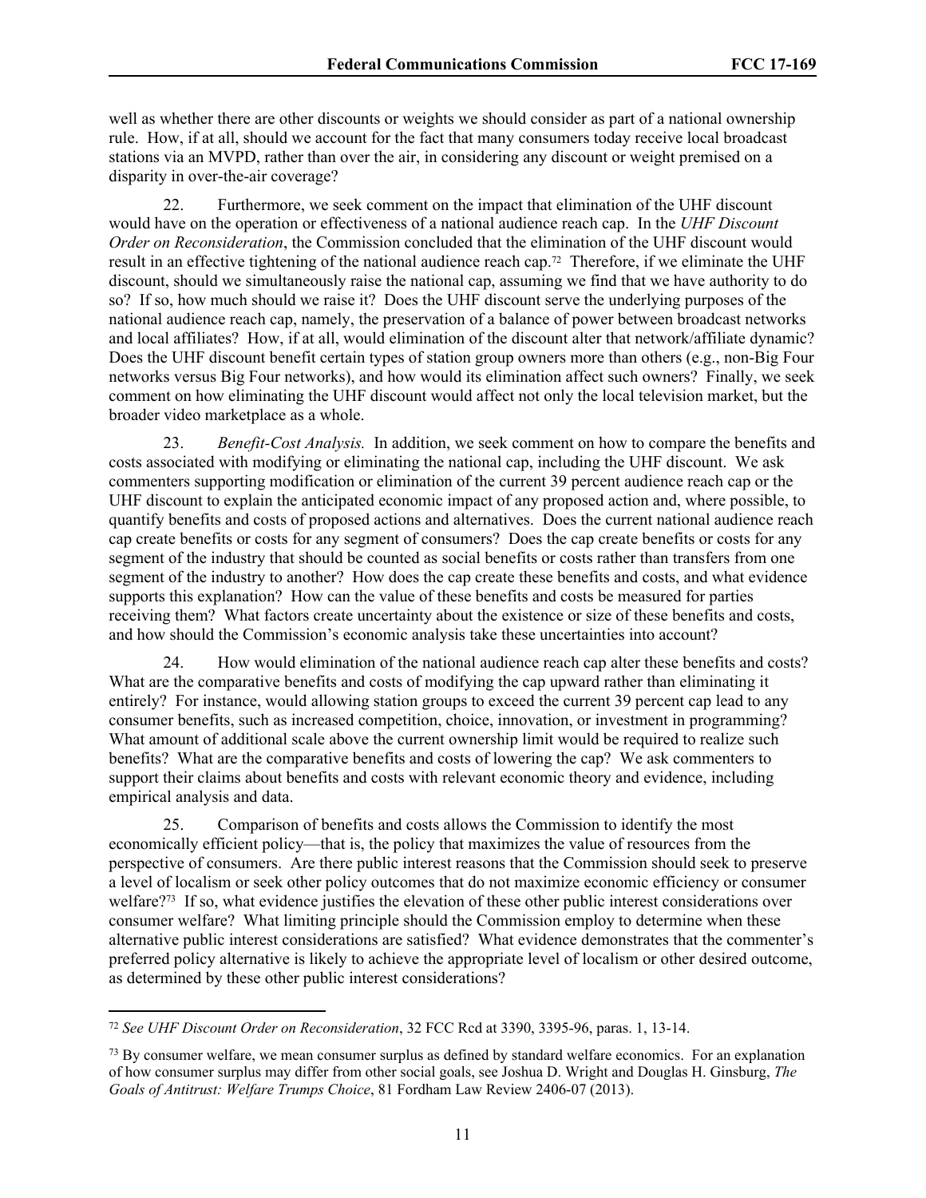well as whether there are other discounts or weights we should consider as part of a national ownership rule. How, if at all, should we account for the fact that many consumers today receive local broadcast stations via an MVPD, rather than over the air, in considering any discount or weight premised on a disparity in over-the-air coverage?

22. Furthermore, we seek comment on the impact that elimination of the UHF discount would have on the operation or effectiveness of a national audience reach cap. In the *UHF Discount Order on Reconsideration*, the Commission concluded that the elimination of the UHF discount would result in an effective tightening of the national audience reach cap.[72] Therefore, if we eliminate the UHF discount, should we simultaneously raise the national cap, assuming we find that we have authority to do so? If so, how much should we raise it? Does the UHF discount serve the underlying purposes of the national audience reach cap, namely, the preservation of a balance of power between broadcast networks and local affiliates? How, if at all, would elimination of the discount alter that network/affiliate dynamic? Does the UHF discount benefit certain types of station group owners more than others (e.g., non-Big Four networks versus Big Four networks), and how would its elimination affect such owners? Finally, we seek comment on how eliminating the UHF discount would affect not only the local television market, but the broader video marketplace as a whole.

23. *Benefit-Cost Analysis.* In addition, we seek comment on how to compare the benefits and costs associated with modifying or eliminating the national cap, including the UHF discount. We ask commenters supporting modification or elimination of the current 39 percent audience reach cap or the UHF discount to explain the anticipated economic impact of any proposed action and, where possible, to quantify benefits and costs of proposed actions and alternatives. Does the current national audience reach cap create benefits or costs for any segment of consumers? Does the cap create benefits or costs for any segment of the industry that should be counted as social benefits or costs rather than transfers from one segment of the industry to another? How does the cap create these benefits and costs, and what evidence supports this explanation? How can the value of these benefits and costs be measured for parties receiving them? What factors create uncertainty about the existence or size of these benefits and costs, and how should the Commission's economic analysis take these uncertainties into account?

24. How would elimination of the national audience reach cap alter these benefits and costs? What are the comparative benefits and costs of modifying the cap upward rather than eliminating it entirely? For instance, would allowing station groups to exceed the current 39 percent cap lead to any consumer benefits, such as increased competition, choice, innovation, or investment in programming? What amount of additional scale above the current ownership limit would be required to realize such benefits? What are the comparative benefits and costs of lowering the cap? We ask commenters to support their claims about benefits and costs with relevant economic theory and evidence, including empirical analysis and data.

25. Comparison of benefits and costs allows the Commission to identify the most economically efficient policy—that is, the policy that maximizes the value of resources from the perspective of consumers. Are there public interest reasons that the Commission should seek to preserve a level of localism or seek other policy outcomes that do not maximize economic efficiency or consumer welfare?[73] If so, what evidence justifies the elevation of these other public interest considerations over consumer welfare? What limiting principle should the Commission employ to determine when these alternative public interest considerations are satisfied? What evidence demonstrates that the commenter's preferred policy alternative is likely to achieve the appropriate level of localism or other desired outcome, as determined by these other public interest considerations?

---

[72] *See UHF Discount Order on Reconsideration*, 32 FCC Rcd at 3390, 3395-96, paras. 1, 13-14.

[73] By consumer welfare, we mean consumer surplus as defined by standard welfare economics. For an explanation of how consumer surplus may differ from other social goals, see Joshua D. Wright and Douglas H. Ginsburg, *The Goals of Antitrust: Welfare Trumps Choice*, 81 Fordham Law Review 2406-07 (2013).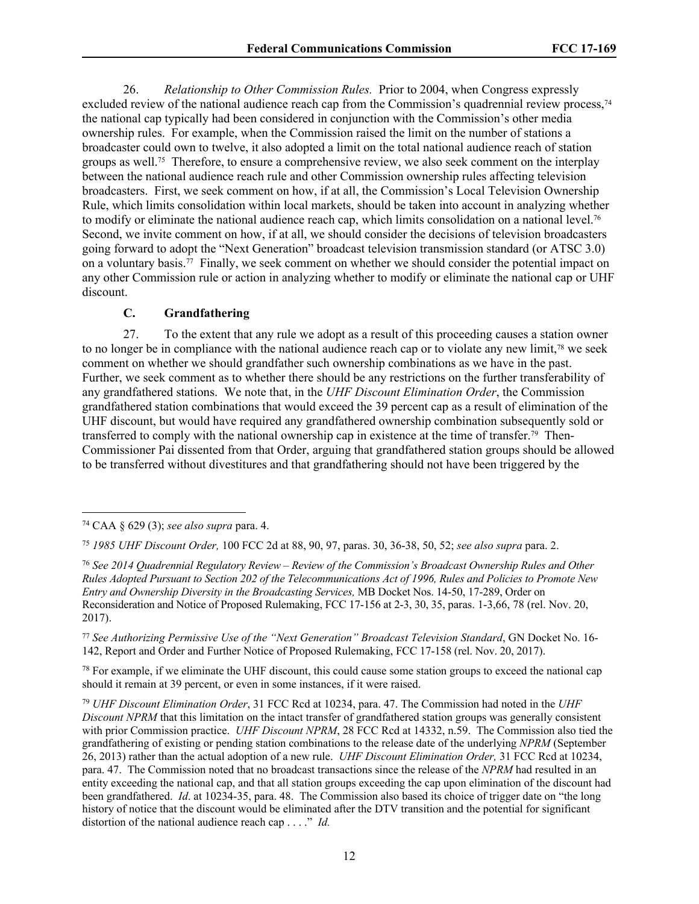26. *Relationship to Other Commission Rules.* Prior to 2004, when Congress expressly excluded review of the national audience reach cap from the Commission's quadrennial review process,[74] the national cap typically had been considered in conjunction with the Commission's other media ownership rules. For example, when the Commission raised the limit on the number of stations a broadcaster could own to twelve, it also adopted a limit on the total national audience reach of station groups as well.[75] Therefore, to ensure a comprehensive review, we also seek comment on the interplay between the national audience reach rule and other Commission ownership rules affecting television broadcasters. First, we seek comment on how, if at all, the Commission's Local Television Ownership Rule, which limits consolidation within local markets, should be taken into account in analyzing whether to modify or eliminate the national audience reach cap, which limits consolidation on a national level.[76] Second, we invite comment on how, if at all, we should consider the decisions of television broadcasters going forward to adopt the "Next Generation" broadcast television transmission standard (or ATSC 3.0) on a voluntary basis.[77] Finally, we seek comment on whether we should consider the potential impact on any other Commission rule or action in analyzing whether to modify or eliminate the national cap or UHF discount.

### C. Grandfathering

27. To the extent that any rule we adopt as a result of this proceeding causes a station owner to no longer be in compliance with the national audience reach cap or to violate any new limit,[78] we seek comment on whether we should grandfather such ownership combinations as we have in the past. Further, we seek comment as to whether there should be any restrictions on the further transferability of any grandfathered stations. We note that, in the *UHF Discount Elimination Order*, the Commission grandfathered station combinations that would exceed the 39 percent cap as a result of elimination of the UHF discount, but would have required any grandfathered ownership combination subsequently sold or transferred to comply with the national ownership cap in existence at the time of transfer.[79] Then-Commissioner Pai dissented from that Order, arguing that grandfathered station groups should be allowed to be transferred without divestitures and that grandfathering should not have been triggered by the

---

[74] CAA § 629 (3); *see also supra* para. 4.

[75] *1985 UHF Discount Order,* 100 FCC 2d at 88, 90, 97, paras. 30, 36-38, 50, 52; *see also supra* para. 2.

[76] *See 2014 Quadrennial Regulatory Review – Review of the Commission's Broadcast Ownership Rules and Other Rules Adopted Pursuant to Section 202 of the Telecommunications Act of 1996, Rules and Policies to Promote New Entry and Ownership Diversity in the Broadcasting Services,* MB Docket Nos. 14-50, 17-289, Order on Reconsideration and Notice of Proposed Rulemaking, FCC 17-156 at 2-3, 30, 35, paras. 1-3,66, 78 (rel. Nov. 20, 2017).

[77] *See Authorizing Permissive Use of the "Next Generation" Broadcast Television Standard*, GN Docket No. 16-142, Report and Order and Further Notice of Proposed Rulemaking, FCC 17-158 (rel. Nov. 20, 2017).

[78] For example, if we eliminate the UHF discount, this could cause some station groups to exceed the national cap should it remain at 39 percent, or even in some instances, if it were raised.

[79] *UHF Discount Elimination Order*, 31 FCC Rcd at 10234, para. 47. The Commission had noted in the *UHF Discount NPRM* that this limitation on the intact transfer of grandfathered station groups was generally consistent with prior Commission practice. *UHF Discount NPRM*, 28 FCC Rcd at 14332, n.59. The Commission also tied the grandfathering of existing or pending station combinations to the release date of the underlying *NPRM* (September 26, 2013) rather than the actual adoption of a new rule. *UHF Discount Elimination Order,* 31 FCC Rcd at 10234, para. 47. The Commission noted that no broadcast transactions since the release of the *NPRM* had resulted in an entity exceeding the national cap, and that all station groups exceeding the cap upon elimination of the discount had been grandfathered. *Id*. at 10234-35, para. 48. The Commission also based its choice of trigger date on "the long history of notice that the discount would be eliminated after the DTV transition and the potential for significant distortion of the national audience reach cap . . . ." *Id.*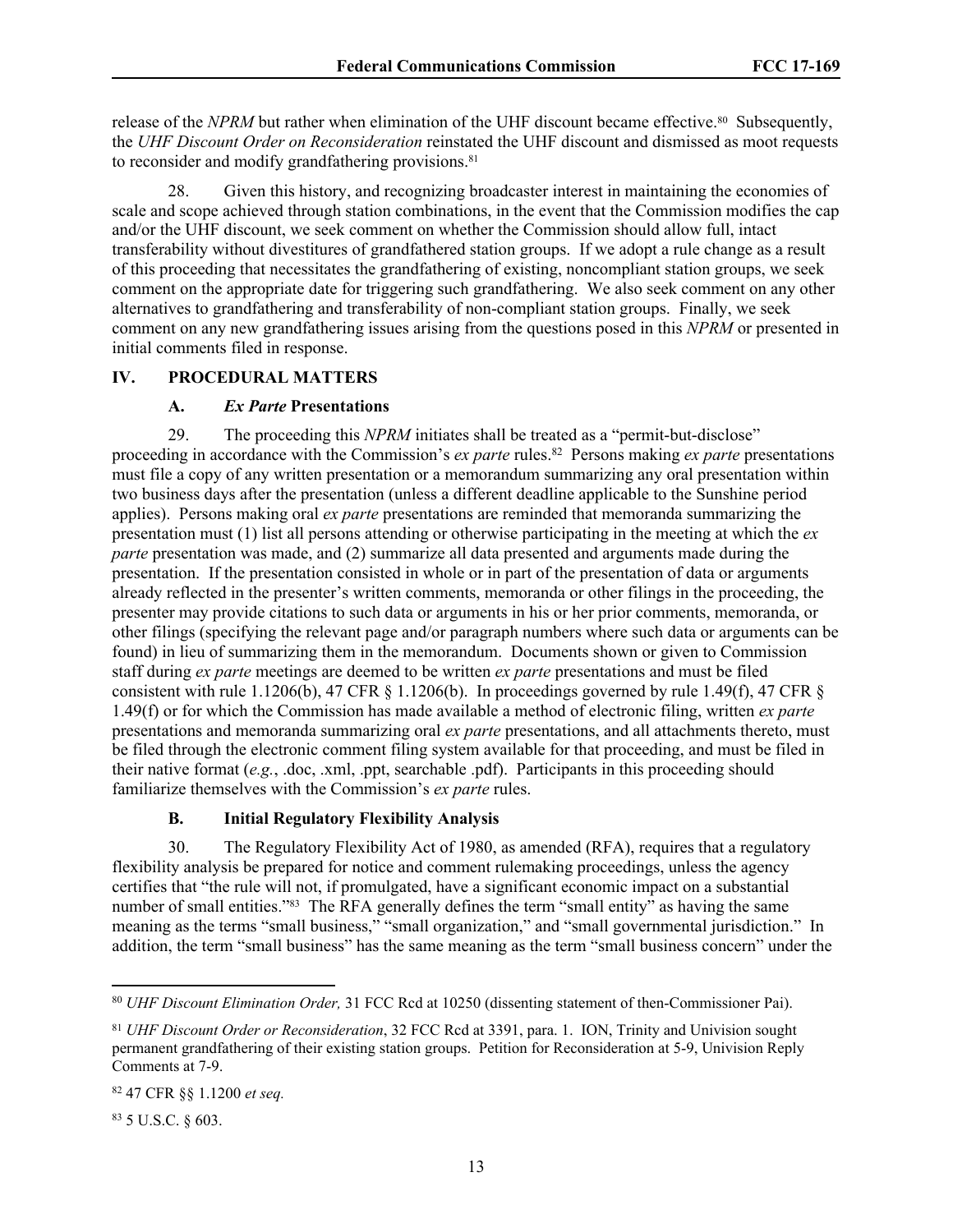release of the *NPRM* but rather when elimination of the UHF discount became effective.[80] Subsequently, the *UHF Discount Order on Reconsideration* reinstated the UHF discount and dismissed as moot requests to reconsider and modify grandfathering provisions.[81]

28. Given this history, and recognizing broadcaster interest in maintaining the economies of scale and scope achieved through station combinations, in the event that the Commission modifies the cap and/or the UHF discount, we seek comment on whether the Commission should allow full, intact transferability without divestitures of grandfathered station groups. If we adopt a rule change as a result of this proceeding that necessitates the grandfathering of existing, noncompliant station groups, we seek comment on the appropriate date for triggering such grandfathering. We also seek comment on any other alternatives to grandfathering and transferability of non-compliant station groups. Finally, we seek comment on any new grandfathering issues arising from the questions posed in this *NPRM* or presented in initial comments filed in response.

## IV. PROCEDURAL MATTERS

### A. *Ex Parte* Presentations

29. The proceeding this *NPRM* initiates shall be treated as a "permit-but-disclose" proceeding in accordance with the Commission's *ex parte* rules.[82] Persons making *ex parte* presentations must file a copy of any written presentation or a memorandum summarizing any oral presentation within two business days after the presentation (unless a different deadline applicable to the Sunshine period applies). Persons making oral *ex parte* presentations are reminded that memoranda summarizing the presentation must (1) list all persons attending or otherwise participating in the meeting at which the *ex parte* presentation was made, and (2) summarize all data presented and arguments made during the presentation. If the presentation consisted in whole or in part of the presentation of data or arguments already reflected in the presenter's written comments, memoranda or other filings in the proceeding, the presenter may provide citations to such data or arguments in his or her prior comments, memoranda, or other filings (specifying the relevant page and/or paragraph numbers where such data or arguments can be found) in lieu of summarizing them in the memorandum. Documents shown or given to Commission staff during *ex parte* meetings are deemed to be written *ex parte* presentations and must be filed consistent with rule 1.1206(b), 47 CFR § 1.1206(b). In proceedings governed by rule 1.49(f), 47 CFR § 1.49(f) or for which the Commission has made available a method of electronic filing, written *ex parte* presentations and memoranda summarizing oral *ex parte* presentations, and all attachments thereto, must be filed through the electronic comment filing system available for that proceeding, and must be filed in their native format (*e.g.*, .doc, .xml, .ppt, searchable .pdf). Participants in this proceeding should familiarize themselves with the Commission's *ex parte* rules.

### B. Initial Regulatory Flexibility Analysis

30. The Regulatory Flexibility Act of 1980, as amended (RFA), requires that a regulatory flexibility analysis be prepared for notice and comment rulemaking proceedings, unless the agency certifies that "the rule will not, if promulgated, have a significant economic impact on a substantial number of small entities."[83] The RFA generally defines the term "small entity" as having the same meaning as the terms "small business," "small organization," and "small governmental jurisdiction." In addition, the term "small business" has the same meaning as the term "small business concern" under the

---

[80] *UHF Discount Elimination Order,* 31 FCC Rcd at 10250 (dissenting statement of then-Commissioner Pai).

[81] *UHF Discount Order or Reconsideration*, 32 FCC Rcd at 3391, para. 1. ION, Trinity and Univision sought permanent grandfathering of their existing station groups. Petition for Reconsideration at 5-9, Univision Reply Comments at 7-9.

[82] 47 CFR §§ 1.1200 *et seq.*

[83] 5 U.S.C. § 603.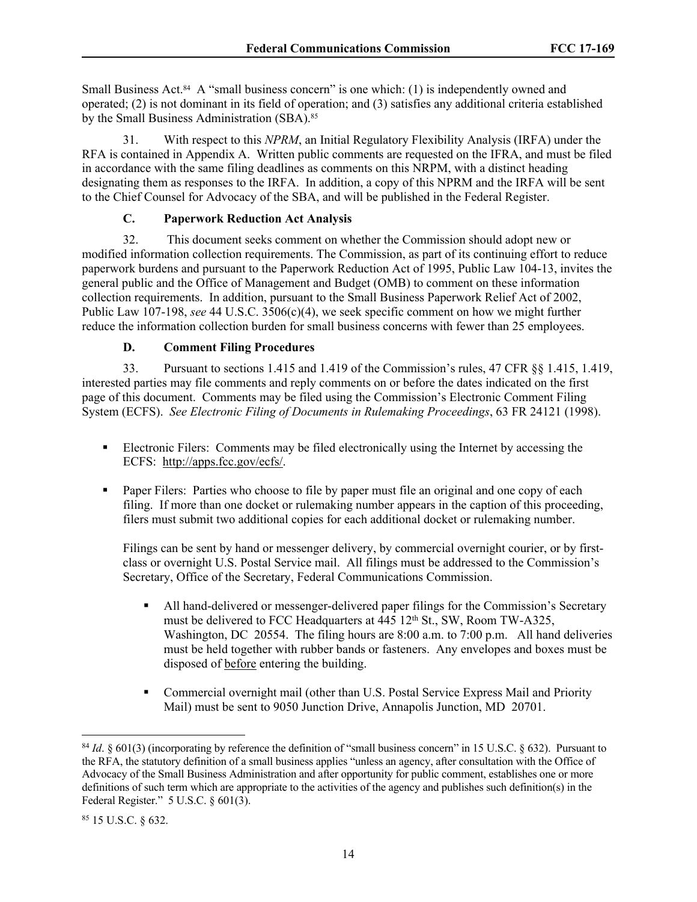Small Business Act.[84] A "small business concern" is one which: (1) is independently owned and operated; (2) is not dominant in its field of operation; and (3) satisfies any additional criteria established by the Small Business Administration (SBA).[85]

31. With respect to this *NPRM*, an Initial Regulatory Flexibility Analysis (IRFA) under the RFA is contained in Appendix A. Written public comments are requested on the IFRA, and must be filed in accordance with the same filing deadlines as comments on this NRPM, with a distinct heading designating them as responses to the IRFA. In addition, a copy of this NPRM and the IRFA will be sent to the Chief Counsel for Advocacy of the SBA, and will be published in the Federal Register.

### C. Paperwork Reduction Act Analysis

32. This document seeks comment on whether the Commission should adopt new or modified information collection requirements. The Commission, as part of its continuing effort to reduce paperwork burdens and pursuant to the Paperwork Reduction Act of 1995, Public Law 104-13, invites the general public and the Office of Management and Budget (OMB) to comment on these information collection requirements. In addition, pursuant to the Small Business Paperwork Relief Act of 2002, Public Law 107-198, *see* 44 U.S.C. 3506(c)(4), we seek specific comment on how we might further reduce the information collection burden for small business concerns with fewer than 25 employees.

### D. Comment Filing Procedures

33. Pursuant to sections 1.415 and 1.419 of the Commission's rules, 47 CFR §§ 1.415, 1.419, interested parties may file comments and reply comments on or before the dates indicated on the first page of this document. Comments may be filed using the Commission's Electronic Comment Filing System (ECFS). *See Electronic Filing of Documents in Rulemaking Proceedings*, 63 FR 24121 (1998).

- Electronic Filers: Comments may be filed electronically using the Internet by accessing the ECFS: http://apps.fcc.gov/ecfs/.

- Paper Filers: Parties who choose to file by paper must file an original and one copy of each filing. If more than one docket or rulemaking number appears in the caption of this proceeding, filers must submit two additional copies for each additional docket or rulemaking number.

  Filings can be sent by hand or messenger delivery, by commercial overnight courier, or by first-class or overnight U.S. Postal Service mail. All filings must be addressed to the Commission's Secretary, Office of the Secretary, Federal Communications Commission.

  - All hand-delivered or messenger-delivered paper filings for the Commission's Secretary must be delivered to FCC Headquarters at 445 12th St., SW, Room TW-A325, Washington, DC 20554. The filing hours are 8:00 a.m. to 7:00 p.m. All hand deliveries must be held together with rubber bands or fasteners. Any envelopes and boxes must be disposed of before entering the building.

  - Commercial overnight mail (other than U.S. Postal Service Express Mail and Priority Mail) must be sent to 9050 Junction Drive, Annapolis Junction, MD 20701.

---

[84] *Id*. § 601(3) (incorporating by reference the definition of "small business concern" in 15 U.S.C. § 632). Pursuant to the RFA, the statutory definition of a small business applies "unless an agency, after consultation with the Office of Advocacy of the Small Business Administration and after opportunity for public comment, establishes one or more definitions of such term which are appropriate to the activities of the agency and publishes such definition(s) in the Federal Register." 5 U.S.C. § 601(3).

[85] 15 U.S.C. § 632.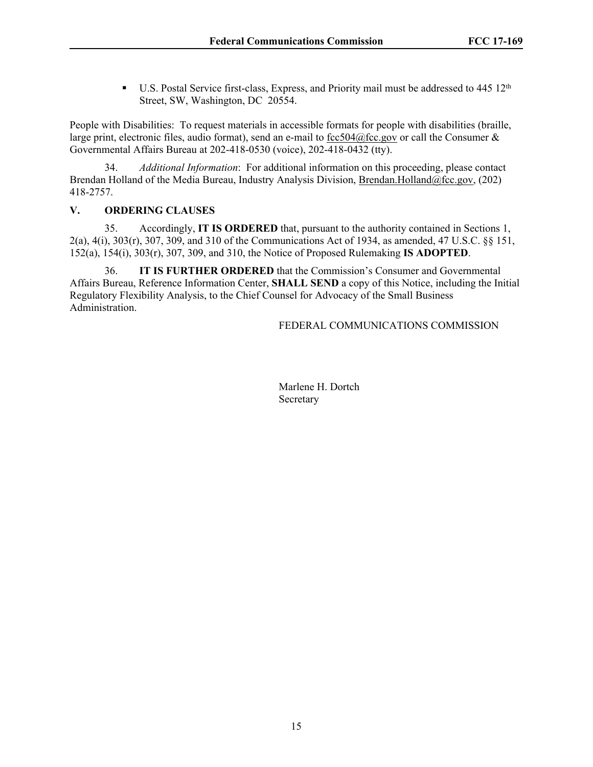- U.S. Postal Service first-class, Express, and Priority mail must be addressed to 445 12th Street, SW, Washington, DC 20554.

People with Disabilities: To request materials in accessible formats for people with disabilities (braille, large print, electronic files, audio format), send an e-mail to fcc504@fcc.gov or call the Consumer & Governmental Affairs Bureau at 202-418-0530 (voice), 202-418-0432 (tty).

34. *Additional Information*: For additional information on this proceeding, please contact Brendan Holland of the Media Bureau, Industry Analysis Division, Brendan.Holland@fcc.gov, (202) 418-2757.

## V. ORDERING CLAUSES

35. Accordingly, **IT IS ORDERED** that, pursuant to the authority contained in Sections 1, 2(a), 4(i), 303(r), 307, 309, and 310 of the Communications Act of 1934, as amended, 47 U.S.C. §§ 151, 152(a), 154(i), 303(r), 307, 309, and 310, the Notice of Proposed Rulemaking **IS ADOPTED**.

36. **IT IS FURTHER ORDERED** that the Commission's Consumer and Governmental Affairs Bureau, Reference Information Center, **SHALL SEND** a copy of this Notice, including the Initial Regulatory Flexibility Analysis, to the Chief Counsel for Advocacy of the Small Business Administration.

FEDERAL COMMUNICATIONS COMMISSION

Marlene H. Dortch
Secretary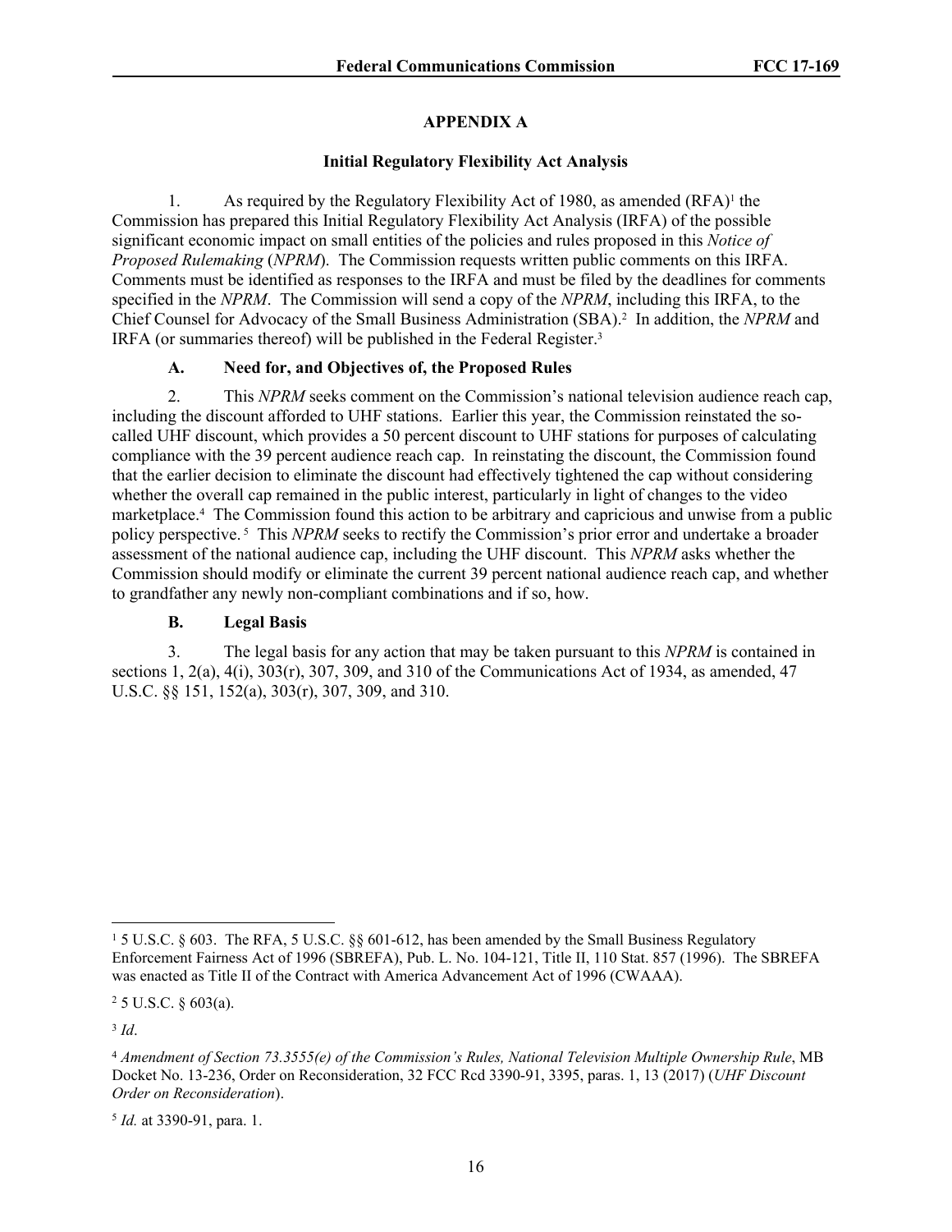## APPENDIX A

### Initial Regulatory Flexibility Act Analysis

1. As required by the Regulatory Flexibility Act of 1980, as amended (RFA)[1] the Commission has prepared this Initial Regulatory Flexibility Act Analysis (IRFA) of the possible significant economic impact on small entities of the policies and rules proposed in this *Notice of Proposed Rulemaking* (*NPRM*). The Commission requests written public comments on this IRFA. Comments must be identified as responses to the IRFA and must be filed by the deadlines for comments specified in the *NPRM*. The Commission will send a copy of the *NPRM*, including this IRFA, to the Chief Counsel for Advocacy of the Small Business Administration (SBA).[2] In addition, the *NPRM* and IRFA (or summaries thereof) will be published in the Federal Register.[3]

#### A. Need for, and Objectives of, the Proposed Rules

2. This *NPRM* seeks comment on the Commission's national television audience reach cap, including the discount afforded to UHF stations. Earlier this year, the Commission reinstated the so-called UHF discount, which provides a 50 percent discount to UHF stations for purposes of calculating compliance with the 39 percent audience reach cap. In reinstating the discount, the Commission found that the earlier decision to eliminate the discount had effectively tightened the cap without considering whether the overall cap remained in the public interest, particularly in light of changes to the video marketplace.[4] The Commission found this action to be arbitrary and capricious and unwise from a public policy perspective.[5] This *NPRM* seeks to rectify the Commission's prior error and undertake a broader assessment of the national audience cap, including the UHF discount. This *NPRM* asks whether the Commission should modify or eliminate the current 39 percent national audience reach cap, and whether to grandfather any newly non-compliant combinations and if so, how.

#### B. Legal Basis

3. The legal basis for any action that may be taken pursuant to this *NPRM* is contained in sections 1, 2(a), 4(i), 303(r), 307, 309, and 310 of the Communications Act of 1934, as amended, 47 U.S.C. §§ 151, 152(a), 303(r), 307, 309, and 310.

---

[1] 5 U.S.C. § 603. The RFA, 5 U.S.C. §§ 601-612, has been amended by the Small Business Regulatory Enforcement Fairness Act of 1996 (SBREFA), Pub. L. No. 104-121, Title II, 110 Stat. 857 (1996). The SBREFA was enacted as Title II of the Contract with America Advancement Act of 1996 (CWAAA).

[2] 5 U.S.C. § 603(a).

[3] *Id*.

[4] *Amendment of Section 73.3555(e) of the Commission's Rules, National Television Multiple Ownership Rule*, MB Docket No. 13-236, Order on Reconsideration, 32 FCC Rcd 3390-91, 3395, paras. 1, 13 (2017) (*UHF Discount Order on Reconsideration*).

[5] *Id.* at 3390-91, para. 1.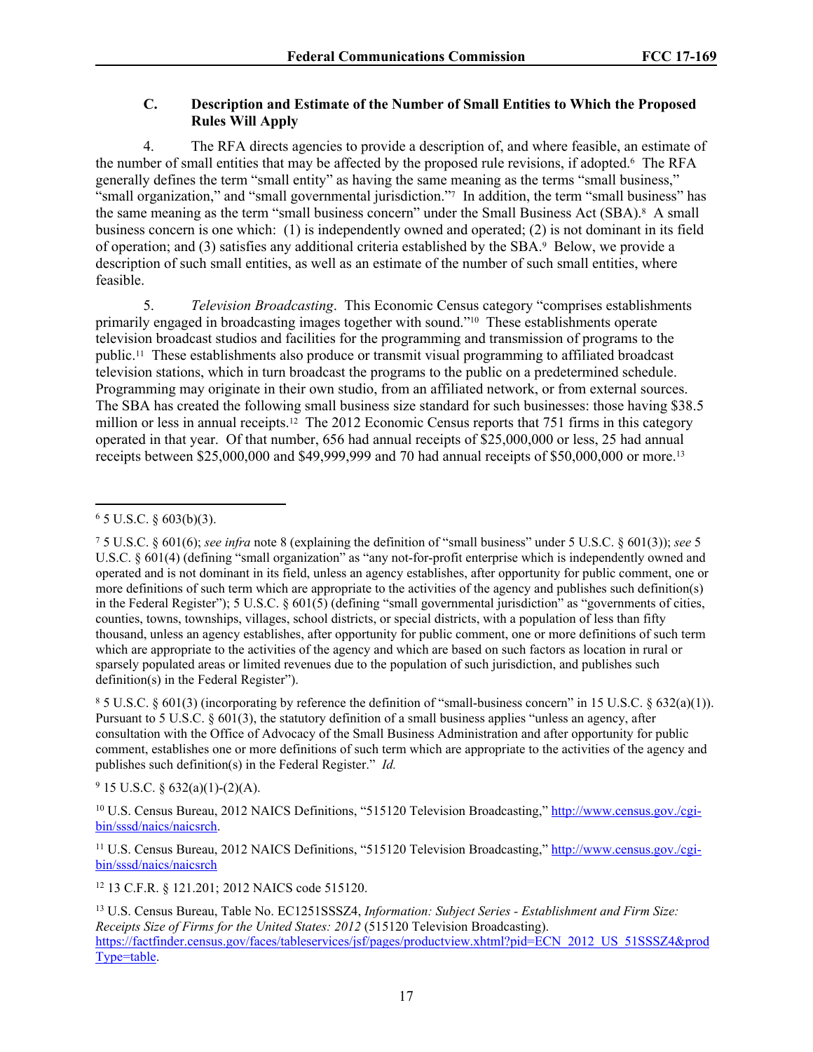### C. Description and Estimate of the Number of Small Entities to Which the Proposed Rules Will Apply

4. The RFA directs agencies to provide a description of, and where feasible, an estimate of the number of small entities that may be affected by the proposed rule revisions, if adopted.[6] The RFA generally defines the term "small entity" as having the same meaning as the terms "small business," "small organization," and "small governmental jurisdiction."[7] In addition, the term "small business" has the same meaning as the term "small business concern" under the Small Business Act (SBA).[8] A small business concern is one which: (1) is independently owned and operated; (2) is not dominant in its field of operation; and (3) satisfies any additional criteria established by the SBA.[9] Below, we provide a description of such small entities, as well as an estimate of the number of such small entities, where feasible.

5. *Television Broadcasting*. This Economic Census category "comprises establishments primarily engaged in broadcasting images together with sound."[10] These establishments operate television broadcast studios and facilities for the programming and transmission of programs to the public.[11] These establishments also produce or transmit visual programming to affiliated broadcast television stations, which in turn broadcast the programs to the public on a predetermined schedule. Programming may originate in their own studio, from an affiliated network, or from external sources. The SBA has created the following small business size standard for such businesses: those having $38.5 million or less in annual receipts.[12] The 2012 Economic Census reports that 751 firms in this category operated in that year. Of that number, 656 had annual receipts of $25,000,000 or less, 25 had annual receipts between $25,000,000 and $49,999,999 and 70 had annual receipts of $50,000,000 or more.[13]

---

[6] 5 U.S.C. § 603(b)(3).

[7] 5 U.S.C. § 601(6); *see infra* note 8 (explaining the definition of "small business" under 5 U.S.C. § 601(3)); *see* 5 U.S.C. § 601(4) (defining "small organization" as "any not-for-profit enterprise which is independently owned and operated and is not dominant in its field, unless an agency establishes, after opportunity for public comment, one or more definitions of such term which are appropriate to the activities of the agency and publishes such definition(s) in the Federal Register"); 5 U.S.C. § 601(5) (defining "small governmental jurisdiction" as "governments of cities, counties, towns, townships, villages, school districts, or special districts, with a population of less than fifty thousand, unless an agency establishes, after opportunity for public comment, one or more definitions of such term which are appropriate to the activities of the agency and which are based on such factors as location in rural or sparsely populated areas or limited revenues due to the population of such jurisdiction, and publishes such definition(s) in the Federal Register").

[8] 5 U.S.C. § 601(3) (incorporating by reference the definition of "small-business concern" in 15 U.S.C. § 632(a)(1)). Pursuant to 5 U.S.C. § 601(3), the statutory definition of a small business applies "unless an agency, after consultation with the Office of Advocacy of the Small Business Administration and after opportunity for public comment, establishes one or more definitions of such term which are appropriate to the activities of the agency and publishes such definition(s) in the Federal Register." *Id.*

[9] 15 U.S.C. § 632(a)(1)-(2)(A).

[10] U.S. Census Bureau, 2012 NAICS Definitions, "515120 Television Broadcasting," http://www.census.gov./cgi-bin/sssd/naics/naicsrch.

[11] U.S. Census Bureau, 2012 NAICS Definitions, "515120 Television Broadcasting," http://www.census.gov./cgi-bin/sssd/naics/naicsrch

[12] 13 C.F.R. § 121.201; 2012 NAICS code 515120.

[13] U.S. Census Bureau, Table No. EC1251SSSZ4, *Information: Subject Series - Establishment and Firm Size: Receipts Size of Firms for the United States: 2012* (515120 Television Broadcasting). https://factfinder.census.gov/faces/tableservices/jsf/pages/productview.xhtml?pid=ECN_2012_US_51SSSZ4&prodType=table.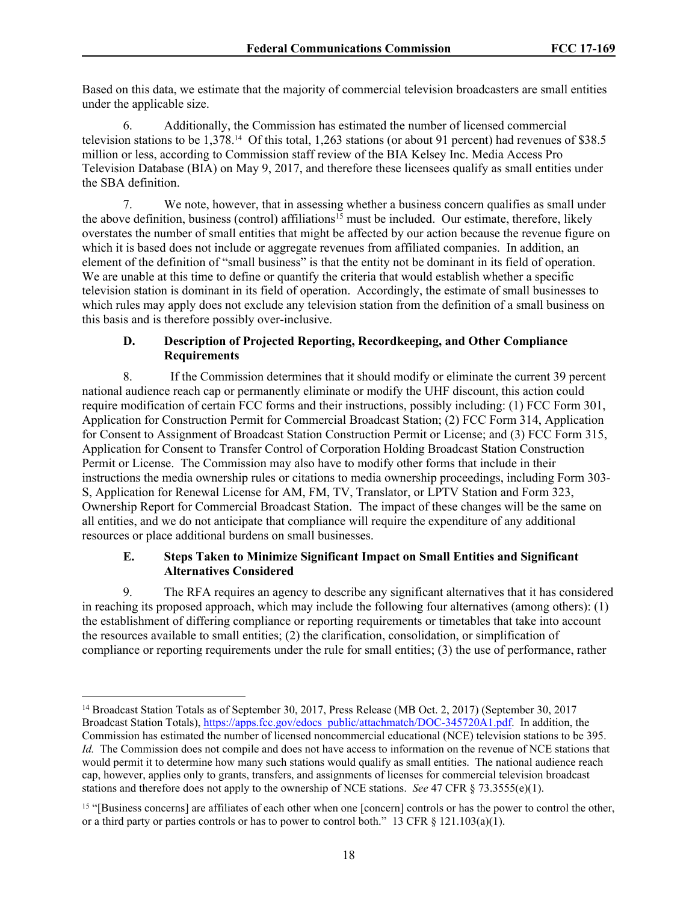Based on this data, we estimate that the majority of commercial television broadcasters are small entities under the applicable size.

6. Additionally, the Commission has estimated the number of licensed commercial television stations to be 1,378.[14] Of this total, 1,263 stations (or about 91 percent) had revenues of $38.5 million or less, according to Commission staff review of the BIA Kelsey Inc. Media Access Pro Television Database (BIA) on May 9, 2017, and therefore these licensees qualify as small entities under the SBA definition.

7. We note, however, that in assessing whether a business concern qualifies as small under the above definition, business (control) affiliations[15] must be included. Our estimate, therefore, likely overstates the number of small entities that might be affected by our action because the revenue figure on which it is based does not include or aggregate revenues from affiliated companies. In addition, an element of the definition of "small business" is that the entity not be dominant in its field of operation. We are unable at this time to define or quantify the criteria that would establish whether a specific television station is dominant in its field of operation. Accordingly, the estimate of small businesses to which rules may apply does not exclude any television station from the definition of a small business on this basis and is therefore possibly over-inclusive.

### D. Description of Projected Reporting, Recordkeeping, and Other Compliance Requirements

8. If the Commission determines that it should modify or eliminate the current 39 percent national audience reach cap or permanently eliminate or modify the UHF discount, this action could require modification of certain FCC forms and their instructions, possibly including: (1) FCC Form 301, Application for Construction Permit for Commercial Broadcast Station; (2) FCC Form 314, Application for Consent to Assignment of Broadcast Station Construction Permit or License; and (3) FCC Form 315, Application for Consent to Transfer Control of Corporation Holding Broadcast Station Construction Permit or License. The Commission may also have to modify other forms that include in their instructions the media ownership rules or citations to media ownership proceedings, including Form 303-S, Application for Renewal License for AM, FM, TV, Translator, or LPTV Station and Form 323, Ownership Report for Commercial Broadcast Station. The impact of these changes will be the same on all entities, and we do not anticipate that compliance will require the expenditure of any additional resources or place additional burdens on small businesses.

### E. Steps Taken to Minimize Significant Impact on Small Entities and Significant Alternatives Considered

9. The RFA requires an agency to describe any significant alternatives that it has considered in reaching its proposed approach, which may include the following four alternatives (among others): (1) the establishment of differing compliance or reporting requirements or timetables that take into account the resources available to small entities; (2) the clarification, consolidation, or simplification of compliance or reporting requirements under the rule for small entities; (3) the use of performance, rather

---

[14] Broadcast Station Totals as of September 30, 2017, Press Release (MB Oct. 2, 2017) (September 30, 2017 Broadcast Station Totals), https://apps.fcc.gov/edocs_public/attachmatch/DOC-345720A1.pdf. In addition, the Commission has estimated the number of licensed noncommercial educational (NCE) television stations to be 395. *Id.* The Commission does not compile and does not have access to information on the revenue of NCE stations that would permit it to determine how many such stations would qualify as small entities. The national audience reach cap, however, applies only to grants, transfers, and assignments of licenses for commercial television broadcast stations and therefore does not apply to the ownership of NCE stations. *See* 47 CFR § 73.3555(e)(1).

[15] "[Business concerns] are affiliates of each other when one [concern] controls or has the power to control the other, or a third party or parties controls or has to power to control both." 13 CFR § 121.103(a)(1).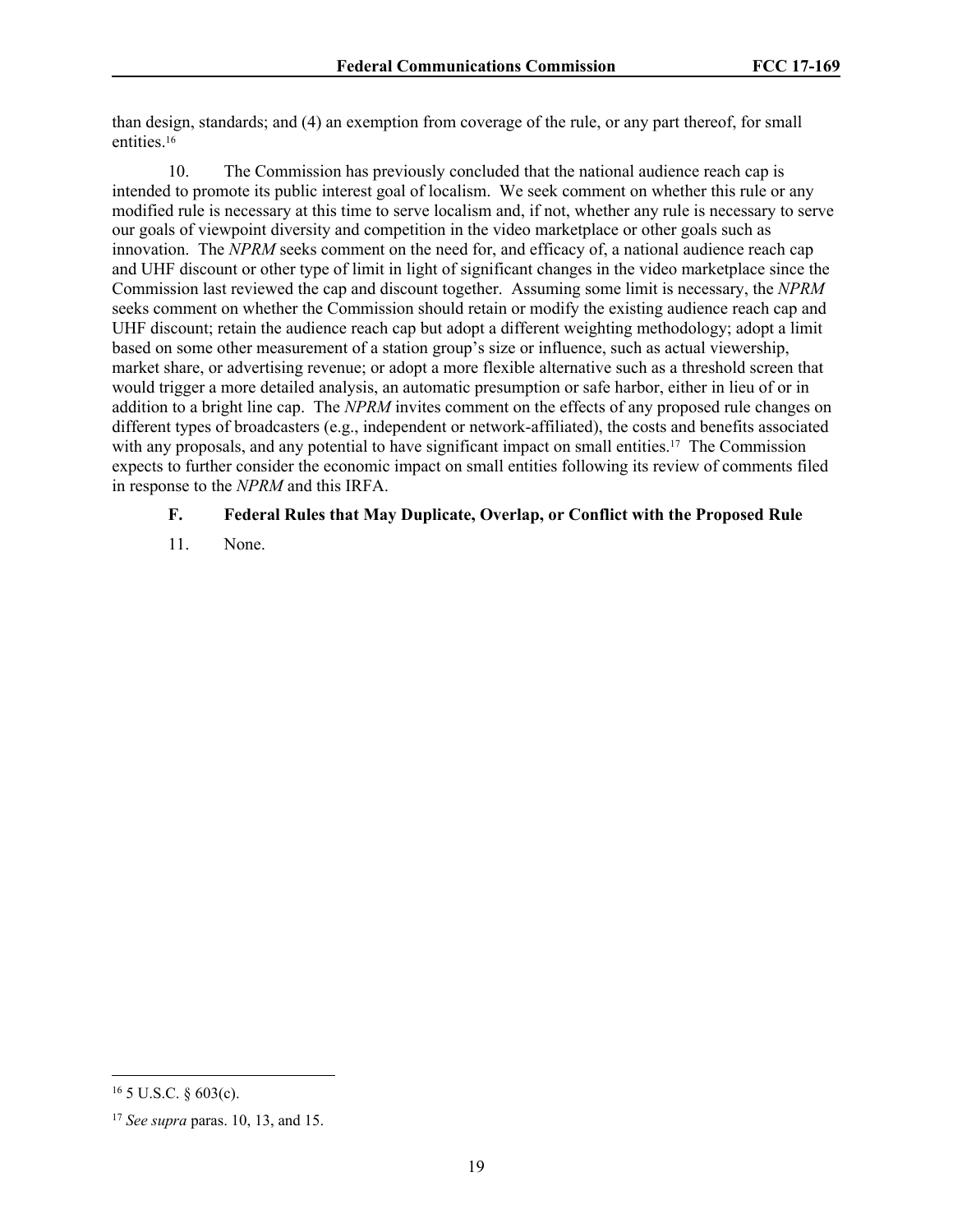than design, standards; and (4) an exemption from coverage of the rule, or any part thereof, for small entities.[16]

10. The Commission has previously concluded that the national audience reach cap is intended to promote its public interest goal of localism. We seek comment on whether this rule or any modified rule is necessary at this time to serve localism and, if not, whether any rule is necessary to serve our goals of viewpoint diversity and competition in the video marketplace or other goals such as innovation. The *NPRM* seeks comment on the need for, and efficacy of, a national audience reach cap and UHF discount or other type of limit in light of significant changes in the video marketplace since the Commission last reviewed the cap and discount together. Assuming some limit is necessary, the *NPRM* seeks comment on whether the Commission should retain or modify the existing audience reach cap and UHF discount; retain the audience reach cap but adopt a different weighting methodology; adopt a limit based on some other measurement of a station group's size or influence, such as actual viewership, market share, or advertising revenue; or adopt a more flexible alternative such as a threshold screen that would trigger a more detailed analysis, an automatic presumption or safe harbor, either in lieu of or in addition to a bright line cap. The *NPRM* invites comment on the effects of any proposed rule changes on different types of broadcasters (e.g., independent or network-affiliated), the costs and benefits associated with any proposals, and any potential to have significant impact on small entities.[17] The Commission expects to further consider the economic impact on small entities following its review of comments filed in response to the *NPRM* and this IRFA.

### F. Federal Rules that May Duplicate, Overlap, or Conflict with the Proposed Rule

11. None.

---

[16] 5 U.S.C. § 603(c).

[17] *See supra* paras. 10, 13, and 15.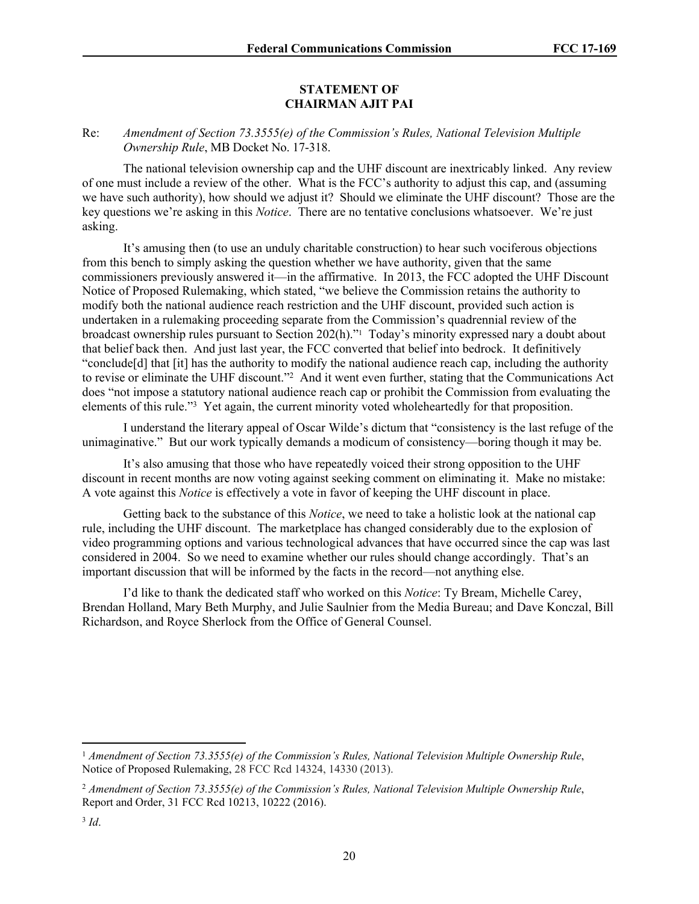**STATEMENT OF**
**CHAIRMAN AJIT PAI**

Re: *Amendment of Section 73.3555(e) of the Commission's Rules, National Television Multiple Ownership Rule*, MB Docket No. 17-318.

The national television ownership cap and the UHF discount are inextricably linked. Any review of one must include a review of the other. What is the FCC's authority to adjust this cap, and (assuming we have such authority), how should we adjust it? Should we eliminate the UHF discount? Those are the key questions we're asking in this *Notice*. There are no tentative conclusions whatsoever. We're just asking.

It's amusing then (to use an unduly charitable construction) to hear such vociferous objections from this bench to simply asking the question whether we have authority, given that the same commissioners previously answered it—in the affirmative. In 2013, the FCC adopted the UHF Discount Notice of Proposed Rulemaking, which stated, "we believe the Commission retains the authority to modify both the national audience reach restriction and the UHF discount, provided such action is undertaken in a rulemaking proceeding separate from the Commission's quadrennial review of the broadcast ownership rules pursuant to Section 202(h)."[1] Today's minority expressed nary a doubt about that belief back then. And just last year, the FCC converted that belief into bedrock. It definitively "conclude[d] that [it] has the authority to modify the national audience reach cap, including the authority to revise or eliminate the UHF discount."[2] And it went even further, stating that the Communications Act does "not impose a statutory national audience reach cap or prohibit the Commission from evaluating the elements of this rule."[3] Yet again, the current minority voted wholeheartedly for that proposition.

I understand the literary appeal of Oscar Wilde's dictum that "consistency is the last refuge of the unimaginative." But our work typically demands a modicum of consistency—boring though it may be.

It's also amusing that those who have repeatedly voiced their strong opposition to the UHF discount in recent months are now voting against seeking comment on eliminating it. Make no mistake: A vote against this *Notice* is effectively a vote in favor of keeping the UHF discount in place.

Getting back to the substance of this *Notice*, we need to take a holistic look at the national cap rule, including the UHF discount. The marketplace has changed considerably due to the explosion of video programming options and various technological advances that have occurred since the cap was last considered in 2004. So we need to examine whether our rules should change accordingly. That's an important discussion that will be informed by the facts in the record—not anything else.

I'd like to thank the dedicated staff who worked on this *Notice*: Ty Bream, Michelle Carey, Brendan Holland, Mary Beth Murphy, and Julie Saulnier from the Media Bureau; and Dave Konczal, Bill Richardson, and Royce Sherlock from the Office of General Counsel.

---

[1] *Amendment of Section 73.3555(e) of the Commission's Rules, National Television Multiple Ownership Rule*, Notice of Proposed Rulemaking, 28 FCC Rcd 14324, 14330 (2013).

[2] *Amendment of Section 73.3555(e) of the Commission's Rules, National Television Multiple Ownership Rule*, Report and Order, 31 FCC Rcd 10213, 10222 (2016).

[3] *Id*.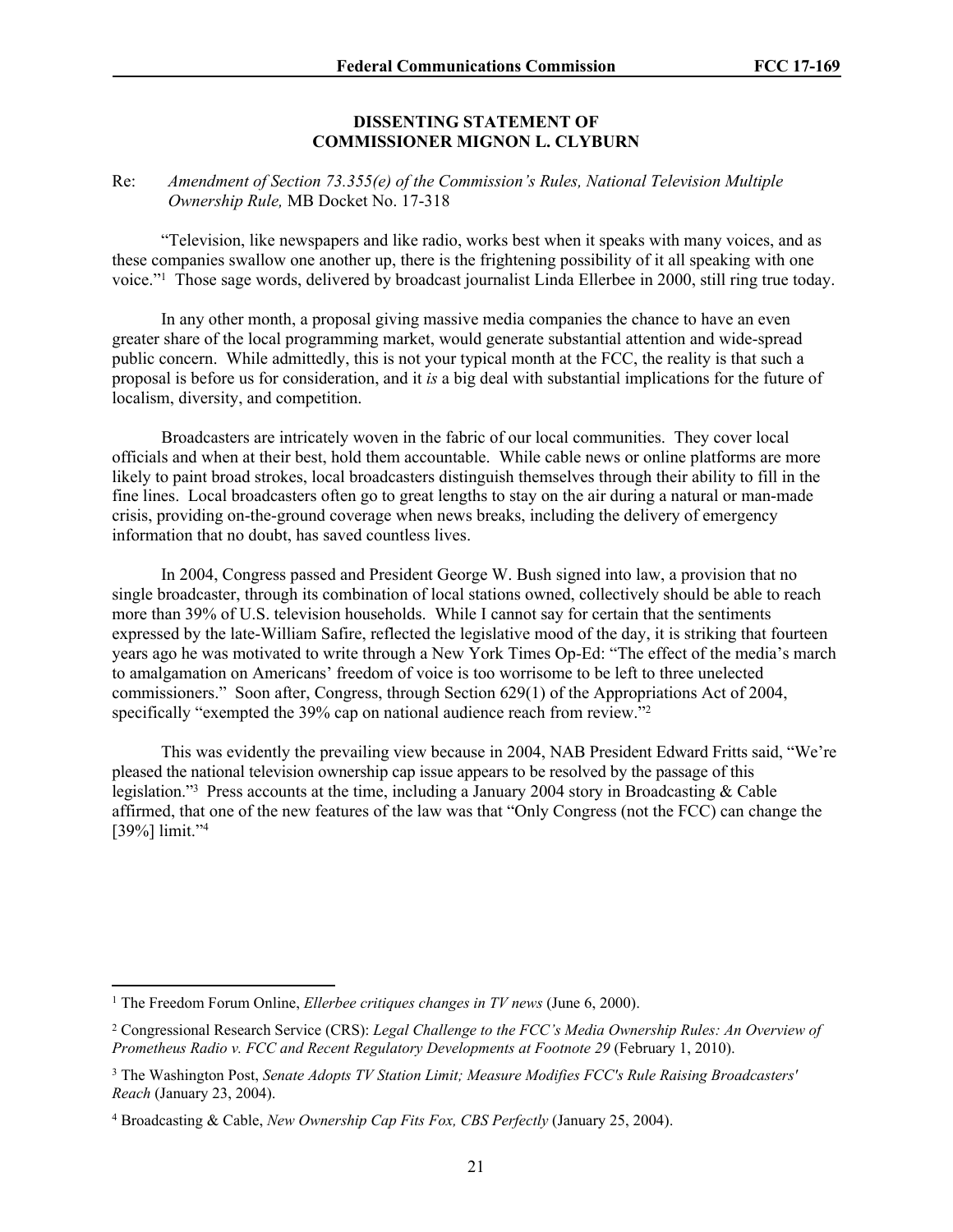**DISSENTING STATEMENT OF**
**COMMISSIONER MIGNON L. CLYBURN**

Re: *Amendment of Section 73.355(e) of the Commission's Rules, National Television Multiple Ownership Rule,* MB Docket No. 17-318

"Television, like newspapers and like radio, works best when it speaks with many voices, and as these companies swallow one another up, there is the frightening possibility of it all speaking with one voice."[1] Those sage words, delivered by broadcast journalist Linda Ellerbee in 2000, still ring true today.

In any other month, a proposal giving massive media companies the chance to have an even greater share of the local programming market, would generate substantial attention and wide-spread public concern. While admittedly, this is not your typical month at the FCC, the reality is that such a proposal is before us for consideration, and it *is* a big deal with substantial implications for the future of localism, diversity, and competition.

Broadcasters are intricately woven in the fabric of our local communities. They cover local officials and when at their best, hold them accountable. While cable news or online platforms are more likely to paint broad strokes, local broadcasters distinguish themselves through their ability to fill in the fine lines. Local broadcasters often go to great lengths to stay on the air during a natural or man-made crisis, providing on-the-ground coverage when news breaks, including the delivery of emergency information that no doubt, has saved countless lives.

In 2004, Congress passed and President George W. Bush signed into law, a provision that no single broadcaster, through its combination of local stations owned, collectively should be able to reach more than 39% of U.S. television households. While I cannot say for certain that the sentiments expressed by the late-William Safire, reflected the legislative mood of the day, it is striking that fourteen years ago he was motivated to write through a New York Times Op-Ed: "The effect of the media's march to amalgamation on Americans' freedom of voice is too worrisome to be left to three unelected commissioners." Soon after, Congress, through Section 629(1) of the Appropriations Act of 2004, specifically "exempted the 39% cap on national audience reach from review."[2]

This was evidently the prevailing view because in 2004, NAB President Edward Fritts said, "We're pleased the national television ownership cap issue appears to be resolved by the passage of this legislation."[3] Press accounts at the time, including a January 2004 story in Broadcasting & Cable affirmed, that one of the new features of the law was that "Only Congress (not the FCC) can change the [39%] limit."[4]

---

[1] The Freedom Forum Online, *Ellerbee critiques changes in TV news* (June 6, 2000).

[2] Congressional Research Service (CRS): *Legal Challenge to the FCC's Media Ownership Rules: An Overview of Prometheus Radio v. FCC and Recent Regulatory Developments at Footnote 29* (February 1, 2010).

[3] The Washington Post, *Senate Adopts TV Station Limit; Measure Modifies FCC's Rule Raising Broadcasters' Reach* (January 23, 2004).

[4] Broadcasting & Cable, *New Ownership Cap Fits Fox, CBS Perfectly* (January 25, 2004).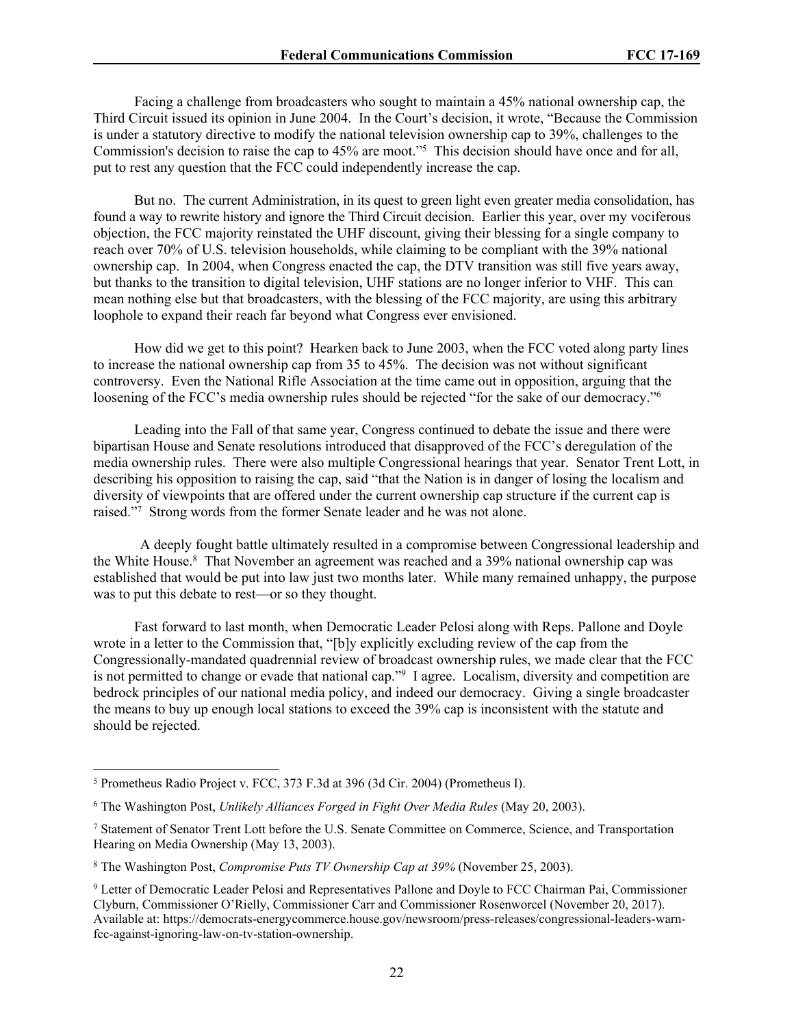Facing a challenge from broadcasters who sought to maintain a 45% national ownership cap, the Third Circuit issued its opinion in June 2004. In the Court's decision, it wrote, "Because the Commission is under a statutory directive to modify the national television ownership cap to 39%, challenges to the Commission's decision to raise the cap to 45% are moot."[5] This decision should have once and for all, put to rest any question that the FCC could independently increase the cap.

But no. The current Administration, in its quest to green light even greater media consolidation, has found a way to rewrite history and ignore the Third Circuit decision. Earlier this year, over my vociferous objection, the FCC majority reinstated the UHF discount, giving their blessing for a single company to reach over 70% of U.S. television households, while claiming to be compliant with the 39% national ownership cap. In 2004, when Congress enacted the cap, the DTV transition was still five years away, but thanks to the transition to digital television, UHF stations are no longer inferior to VHF. This can mean nothing else but that broadcasters, with the blessing of the FCC majority, are using this arbitrary loophole to expand their reach far beyond what Congress ever envisioned.

How did we get to this point? Hearken back to June 2003, when the FCC voted along party lines to increase the national ownership cap from 35 to 45%. The decision was not without significant controversy. Even the National Rifle Association at the time came out in opposition, arguing that the loosening of the FCC's media ownership rules should be rejected "for the sake of our democracy."[6]

Leading into the Fall of that same year, Congress continued to debate the issue and there were bipartisan House and Senate resolutions introduced that disapproved of the FCC's deregulation of the media ownership rules. There were also multiple Congressional hearings that year. Senator Trent Lott, in describing his opposition to raising the cap, said "that the Nation is in danger of losing the localism and diversity of viewpoints that are offered under the current ownership cap structure if the current cap is raised."[7] Strong words from the former Senate leader and he was not alone.

A deeply fought battle ultimately resulted in a compromise between Congressional leadership and the White House.[8] That November an agreement was reached and a 39% national ownership cap was established that would be put into law just two months later. While many remained unhappy, the purpose was to put this debate to rest—or so they thought.

Fast forward to last month, when Democratic Leader Pelosi along with Reps. Pallone and Doyle wrote in a letter to the Commission that, "[b]y explicitly excluding review of the cap from the Congressionally-mandated quadrennial review of broadcast ownership rules, we made clear that the FCC is not permitted to change or evade that national cap."[9] I agree. Localism, diversity and competition are bedrock principles of our national media policy, and indeed our democracy. Giving a single broadcaster the means to buy up enough local stations to exceed the 39% cap is inconsistent with the statute and should be rejected.

---

[5] Prometheus Radio Project v. FCC, 373 F.3d at 396 (3d Cir. 2004) (Prometheus I).

[6] The Washington Post, *Unlikely Alliances Forged in Fight Over Media Rules* (May 20, 2003).

[7] Statement of Senator Trent Lott before the U.S. Senate Committee on Commerce, Science, and Transportation Hearing on Media Ownership (May 13, 2003).

[8] The Washington Post, *Compromise Puts TV Ownership Cap at 39%* (November 25, 2003).

[9] Letter of Democratic Leader Pelosi and Representatives Pallone and Doyle to FCC Chairman Pai, Commissioner Clyburn, Commissioner O'Rielly, Commissioner Carr and Commissioner Rosenworcel (November 20, 2017). Available at: https://democrats-energycommerce.house.gov/newsroom/press-releases/congressional-leaders-warn-fcc-against-ignoring-law-on-tv-station-ownership.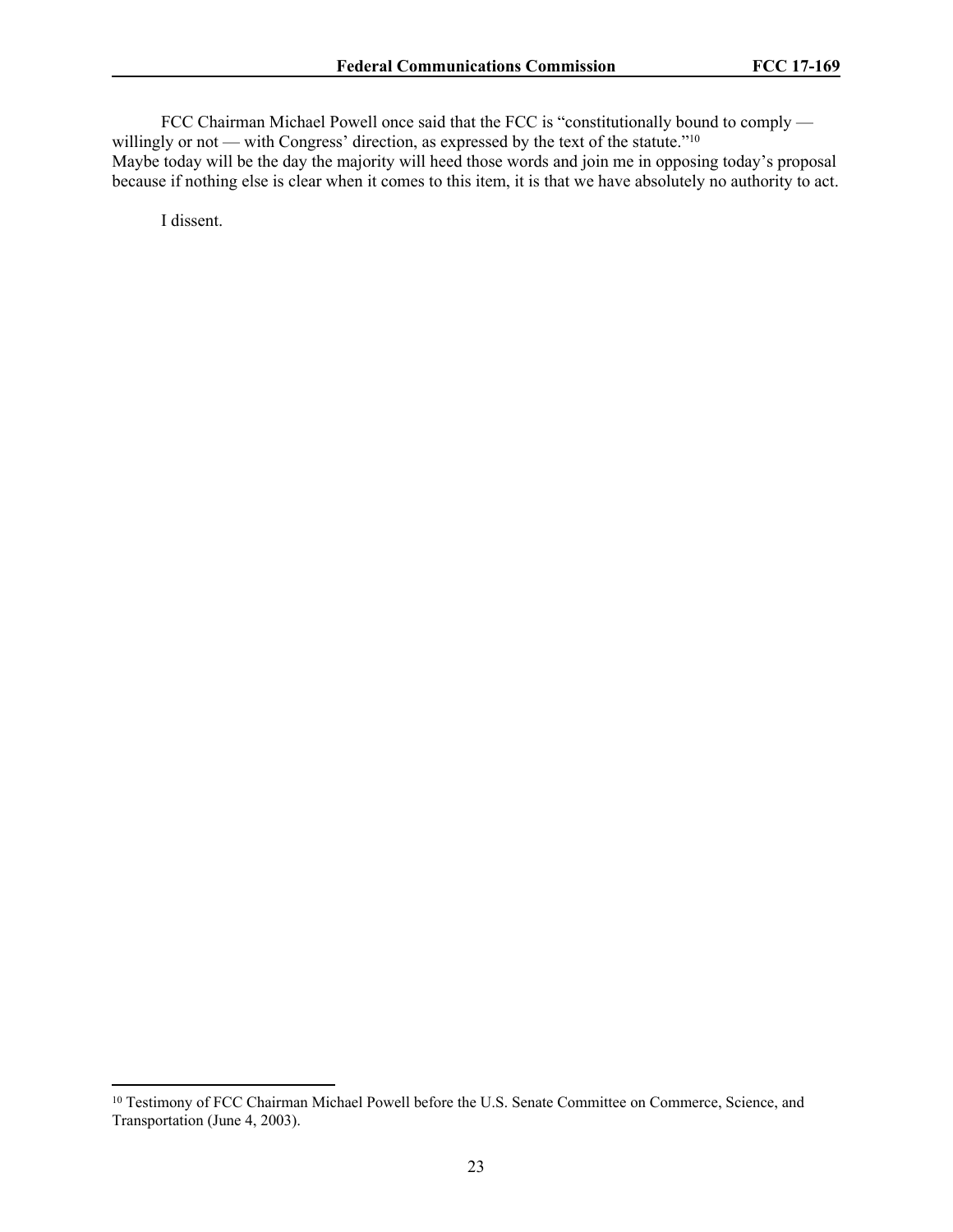FCC Chairman Michael Powell once said that the FCC is "constitutionally bound to comply — willingly or not — with Congress' direction, as expressed by the text of the statute."[10] Maybe today will be the day the majority will heed those words and join me in opposing today's proposal because if nothing else is clear when it comes to this item, it is that we have absolutely no authority to act.

I dissent.

---

[10] Testimony of FCC Chairman Michael Powell before the U.S. Senate Committee on Commerce, Science, and Transportation (June 4, 2003).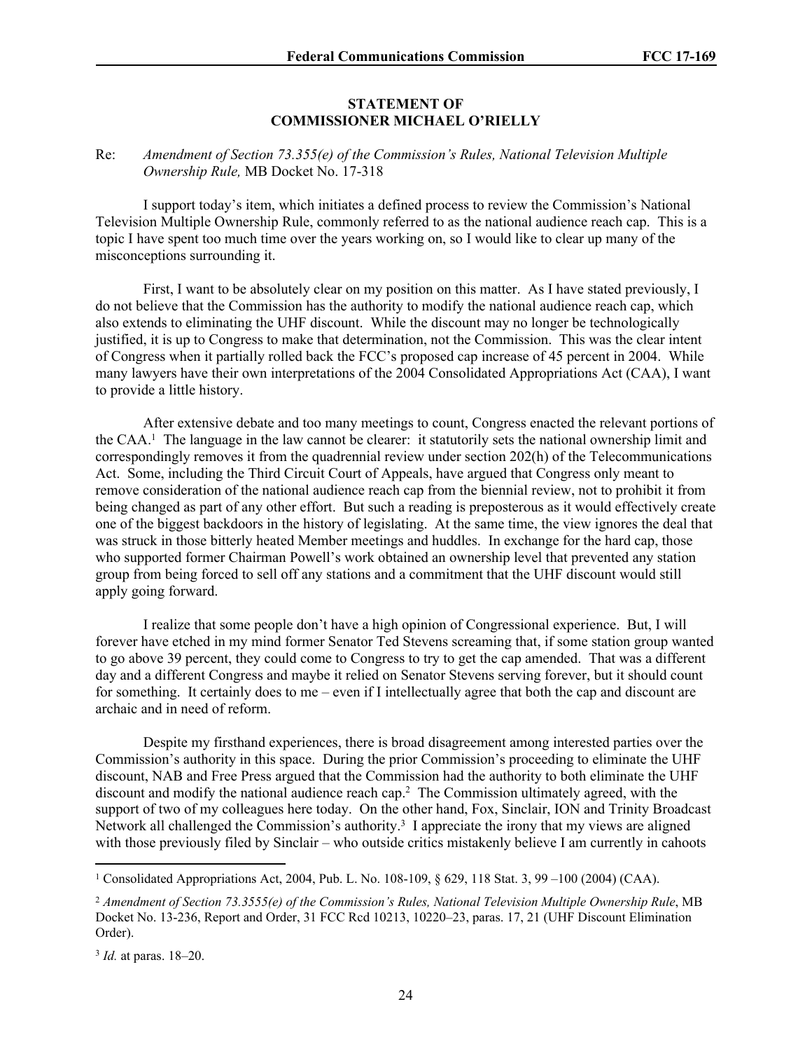**STATEMENT OF**
**COMMISSIONER MICHAEL O'RIELLY**

Re: *Amendment of Section 73.355(e) of the Commission's Rules, National Television Multiple Ownership Rule,* MB Docket No. 17-318

I support today's item, which initiates a defined process to review the Commission's National Television Multiple Ownership Rule, commonly referred to as the national audience reach cap. This is a topic I have spent too much time over the years working on, so I would like to clear up many of the misconceptions surrounding it.

First, I want to be absolutely clear on my position on this matter. As I have stated previously, I do not believe that the Commission has the authority to modify the national audience reach cap, which also extends to eliminating the UHF discount. While the discount may no longer be technologically justified, it is up to Congress to make that determination, not the Commission. This was the clear intent of Congress when it partially rolled back the FCC's proposed cap increase of 45 percent in 2004. While many lawyers have their own interpretations of the 2004 Consolidated Appropriations Act (CAA), I want to provide a little history.

After extensive debate and too many meetings to count, Congress enacted the relevant portions of the CAA.[1] The language in the law cannot be clearer: it statutorily sets the national ownership limit and correspondingly removes it from the quadrennial review under section 202(h) of the Telecommunications Act. Some, including the Third Circuit Court of Appeals, have argued that Congress only meant to remove consideration of the national audience reach cap from the biennial review, not to prohibit it from being changed as part of any other effort. But such a reading is preposterous as it would effectively create one of the biggest backdoors in the history of legislating. At the same time, the view ignores the deal that was struck in those bitterly heated Member meetings and huddles. In exchange for the hard cap, those who supported former Chairman Powell's work obtained an ownership level that prevented any station group from being forced to sell off any stations and a commitment that the UHF discount would still apply going forward.

I realize that some people don't have a high opinion of Congressional experience. But, I will forever have etched in my mind former Senator Ted Stevens screaming that, if some station group wanted to go above 39 percent, they could come to Congress to try to get the cap amended. That was a different day and a different Congress and maybe it relied on Senator Stevens serving forever, but it should count for something. It certainly does to me – even if I intellectually agree that both the cap and discount are archaic and in need of reform.

Despite my firsthand experiences, there is broad disagreement among interested parties over the Commission's authority in this space. During the prior Commission's proceeding to eliminate the UHF discount, NAB and Free Press argued that the Commission had the authority to both eliminate the UHF discount and modify the national audience reach cap.[2] The Commission ultimately agreed, with the support of two of my colleagues here today. On the other hand, Fox, Sinclair, ION and Trinity Broadcast Network all challenged the Commission's authority.[3] I appreciate the irony that my views are aligned with those previously filed by Sinclair – who outside critics mistakenly believe I am currently in cahoots

[1] Consolidated Appropriations Act, 2004, Pub. L. No. 108-109, § 629, 118 Stat. 3, 99 –100 (2004) (CAA).

[2] *Amendment of Section 73.3555(e) of the Commission's Rules, National Television Multiple Ownership Rule*, MB Docket No. 13-236, Report and Order, 31 FCC Rcd 10213, 10220–23, paras. 17, 21 (UHF Discount Elimination Order).

[3] *Id.* at paras. 18–20.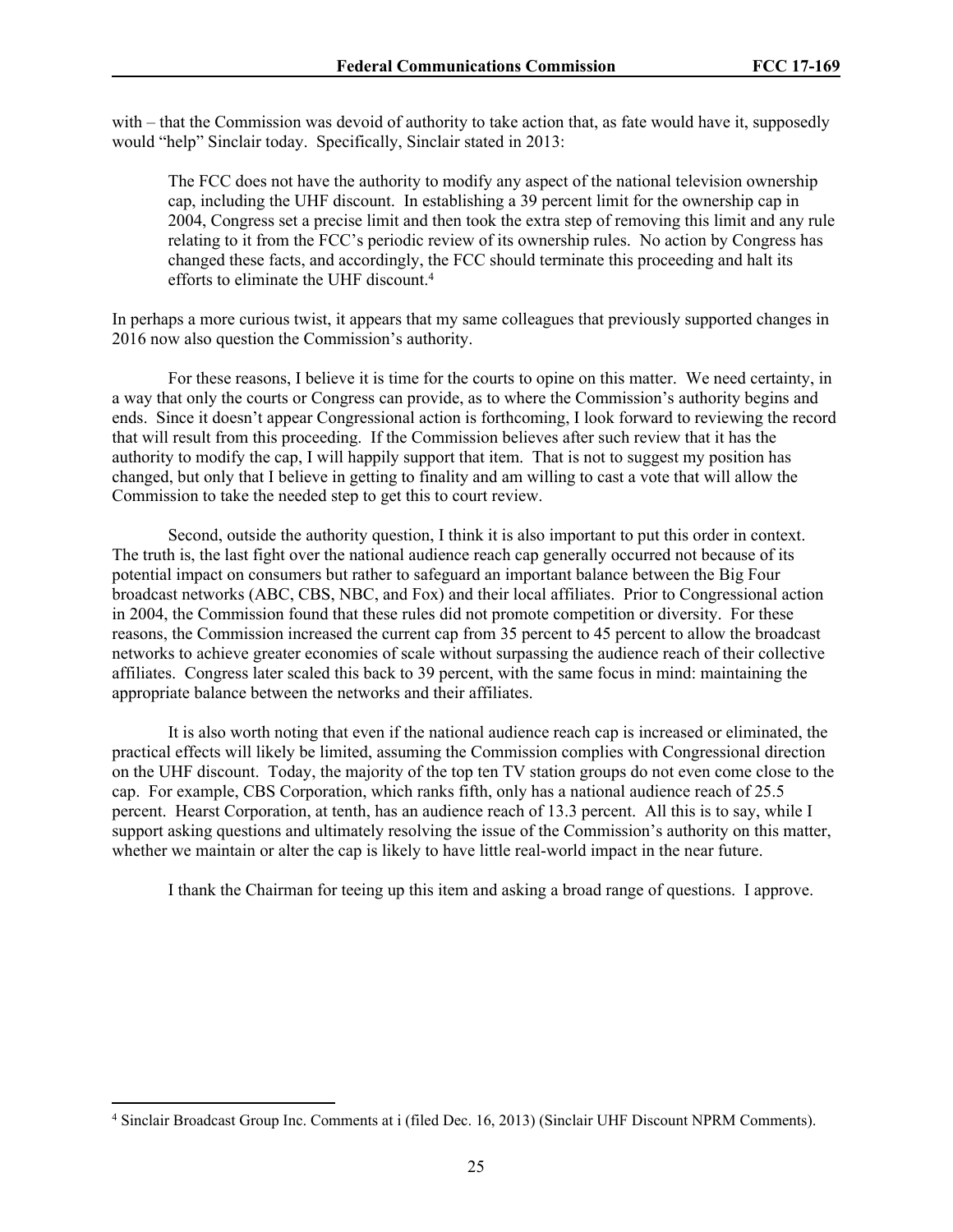with – that the Commission was devoid of authority to take action that, as fate would have it, supposedly would "help" Sinclair today. Specifically, Sinclair stated in 2013:

> The FCC does not have the authority to modify any aspect of the national television ownership cap, including the UHF discount. In establishing a 39 percent limit for the ownership cap in 2004, Congress set a precise limit and then took the extra step of removing this limit and any rule relating to it from the FCC's periodic review of its ownership rules. No action by Congress has changed these facts, and accordingly, the FCC should terminate this proceeding and halt its efforts to eliminate the UHF discount.[4]

In perhaps a more curious twist, it appears that my same colleagues that previously supported changes in 2016 now also question the Commission's authority.

For these reasons, I believe it is time for the courts to opine on this matter. We need certainty, in a way that only the courts or Congress can provide, as to where the Commission's authority begins and ends. Since it doesn't appear Congressional action is forthcoming, I look forward to reviewing the record that will result from this proceeding. If the Commission believes after such review that it has the authority to modify the cap, I will happily support that item. That is not to suggest my position has changed, but only that I believe in getting to finality and am willing to cast a vote that will allow the Commission to take the needed step to get this to court review.

Second, outside the authority question, I think it is also important to put this order in context. The truth is, the last fight over the national audience reach cap generally occurred not because of its potential impact on consumers but rather to safeguard an important balance between the Big Four broadcast networks (ABC, CBS, NBC, and Fox) and their local affiliates. Prior to Congressional action in 2004, the Commission found that these rules did not promote competition or diversity. For these reasons, the Commission increased the current cap from 35 percent to 45 percent to allow the broadcast networks to achieve greater economies of scale without surpassing the audience reach of their collective affiliates. Congress later scaled this back to 39 percent, with the same focus in mind: maintaining the appropriate balance between the networks and their affiliates.

It is also worth noting that even if the national audience reach cap is increased or eliminated, the practical effects will likely be limited, assuming the Commission complies with Congressional direction on the UHF discount. Today, the majority of the top ten TV station groups do not even come close to the cap. For example, CBS Corporation, which ranks fifth, only has a national audience reach of 25.5 percent. Hearst Corporation, at tenth, has an audience reach of 13.3 percent. All this is to say, while I support asking questions and ultimately resolving the issue of the Commission's authority on this matter, whether we maintain or alter the cap is likely to have little real-world impact in the near future.

I thank the Chairman for teeing up this item and asking a broad range of questions. I approve.

[4] Sinclair Broadcast Group Inc. Comments at i (filed Dec. 16, 2013) (Sinclair UHF Discount NPRM Comments).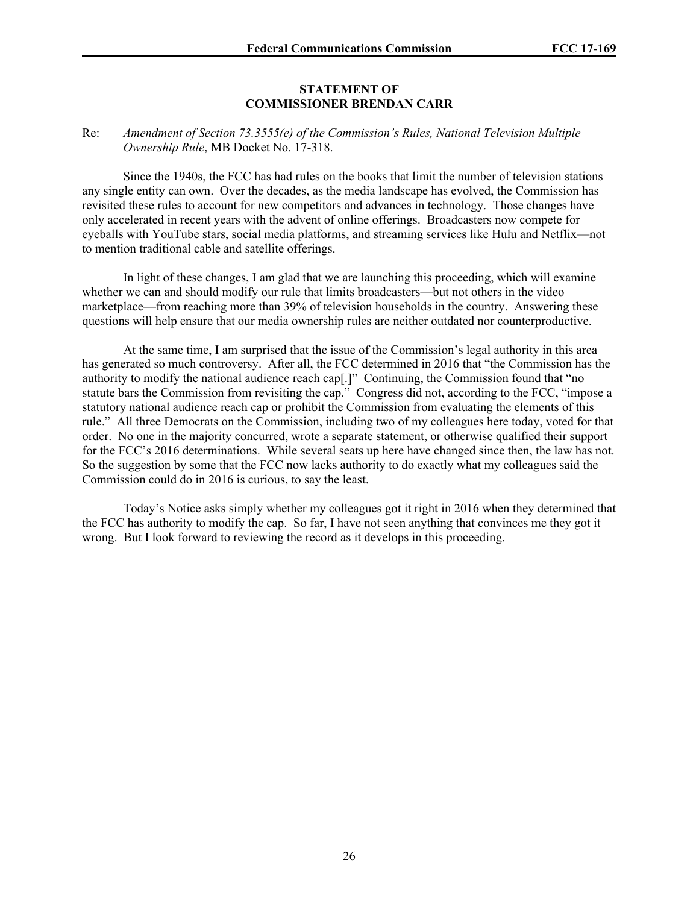**STATEMENT OF**
**COMMISSIONER BRENDAN CARR**

Re: *Amendment of Section 73.3555(e) of the Commission's Rules, National Television Multiple Ownership Rule*, MB Docket No. 17-318.

Since the 1940s, the FCC has had rules on the books that limit the number of television stations any single entity can own. Over the decades, as the media landscape has evolved, the Commission has revisited these rules to account for new competitors and advances in technology. Those changes have only accelerated in recent years with the advent of online offerings. Broadcasters now compete for eyeballs with YouTube stars, social media platforms, and streaming services like Hulu and Netflix—not to mention traditional cable and satellite offerings.

In light of these changes, I am glad that we are launching this proceeding, which will examine whether we can and should modify our rule that limits broadcasters—but not others in the video marketplace—from reaching more than 39% of television households in the country. Answering these questions will help ensure that our media ownership rules are neither outdated nor counterproductive.

At the same time, I am surprised that the issue of the Commission's legal authority in this area has generated so much controversy. After all, the FCC determined in 2016 that "the Commission has the authority to modify the national audience reach cap[.]" Continuing, the Commission found that "no statute bars the Commission from revisiting the cap." Congress did not, according to the FCC, "impose a statutory national audience reach cap or prohibit the Commission from evaluating the elements of this rule." All three Democrats on the Commission, including two of my colleagues here today, voted for that order. No one in the majority concurred, wrote a separate statement, or otherwise qualified their support for the FCC's 2016 determinations. While several seats up here have changed since then, the law has not. So the suggestion by some that the FCC now lacks authority to do exactly what my colleagues said the Commission could do in 2016 is curious, to say the least.

Today's Notice asks simply whether my colleagues got it right in 2016 when they determined that the FCC has authority to modify the cap. So far, I have not seen anything that convinces me they got it wrong. But I look forward to reviewing the record as it develops in this proceeding.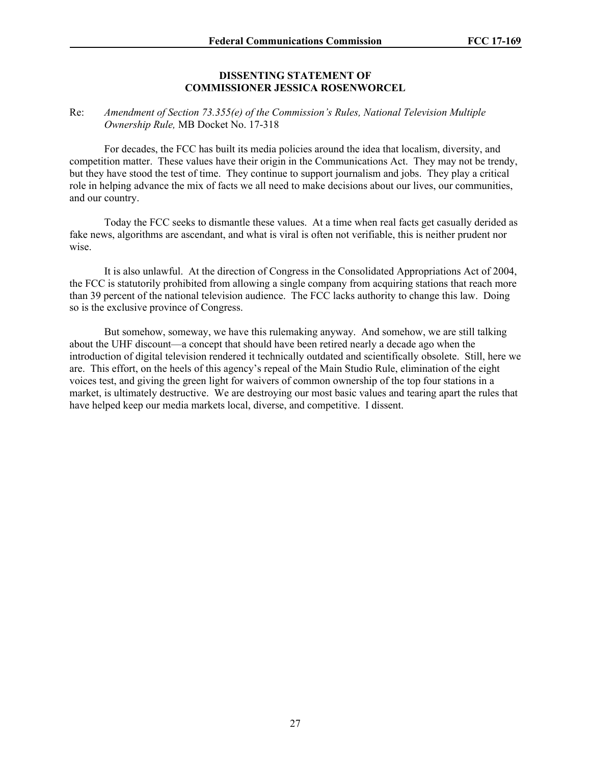**DISSENTING STATEMENT OF**
**COMMISSIONER JESSICA ROSENWORCEL**

Re: *Amendment of Section 73.355(e) of the Commission's Rules, National Television Multiple Ownership Rule,* MB Docket No. 17-318

For decades, the FCC has built its media policies around the idea that localism, diversity, and competition matter. These values have their origin in the Communications Act. They may not be trendy, but they have stood the test of time. They continue to support journalism and jobs. They play a critical role in helping advance the mix of facts we all need to make decisions about our lives, our communities, and our country.

Today the FCC seeks to dismantle these values. At a time when real facts get casually derided as fake news, algorithms are ascendant, and what is viral is often not verifiable, this is neither prudent nor wise.

It is also unlawful. At the direction of Congress in the Consolidated Appropriations Act of 2004, the FCC is statutorily prohibited from allowing a single company from acquiring stations that reach more than 39 percent of the national television audience. The FCC lacks authority to change this law. Doing so is the exclusive province of Congress.

But somehow, someway, we have this rulemaking anyway. And somehow, we are still talking about the UHF discount—a concept that should have been retired nearly a decade ago when the introduction of digital television rendered it technically outdated and scientifically obsolete. Still, here we are. This effort, on the heels of this agency's repeal of the Main Studio Rule, elimination of the eight voices test, and giving the green light for waivers of common ownership of the top four stations in a market, is ultimately destructive. We are destroying our most basic values and tearing apart the rules that have helped keep our media markets local, diverse, and competitive. I dissent.